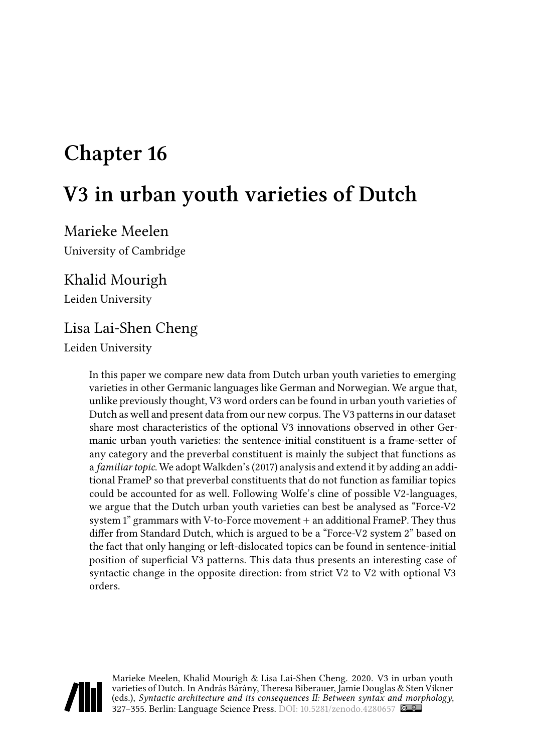# Chapter 16

# V3 in urban youth varieties of Dutch

Marieke Meelen
University of Cambridge

Khalid Mourigh
Leiden University

Lisa Lai-Shen Cheng
Leiden University

In this paper we compare new data from Dutch urban youth varieties to emerging varieties in other Germanic languages like German and Norwegian. We argue that, unlike previously thought, V3 word orders can be found in urban youth varieties of Dutch as well and present data from our new corpus. The V3 patterns in our dataset share most characteristics of the optional V3 innovations observed in other Germanic urban youth varieties: the sentence-initial constituent is a frame-setter of any category and the preverbal constituent is mainly the subject that functions as a *familiar topic*. We adopt Walkden's (2017) analysis and extend it by adding an additional FrameP so that preverbal constituents that do not function as familiar topics could be accounted for as well. Following Wolfe's cline of possible V2-languages, we argue that the Dutch urban youth varieties can best be analysed as "Force-V2 system 1" grammars with V-to-Force movement + an additional FrameP. They thus differ from Standard Dutch, which is argued to be a "Force-V2 system 2" based on the fact that only hanging or left-dislocated topics can be found in sentence-initial position of superficial V3 patterns. This data thus presents an interesting case of syntactic change in the opposite direction: from strict V2 to V2 with optional V3 orders.

Marieke Meelen, Khalid Mourigh & Lisa Lai-Shen Cheng. 2020. V3 in urban youth varieties of Dutch. In András Bárány, Theresa Biberauer, Jamie Douglas & Sten Vikner (eds.), *Syntactic architecture and its consequences II: Between syntax and morphology*, 327–355. Berlin: Language Science Press. DOI: 10.5281/zenodo.4280657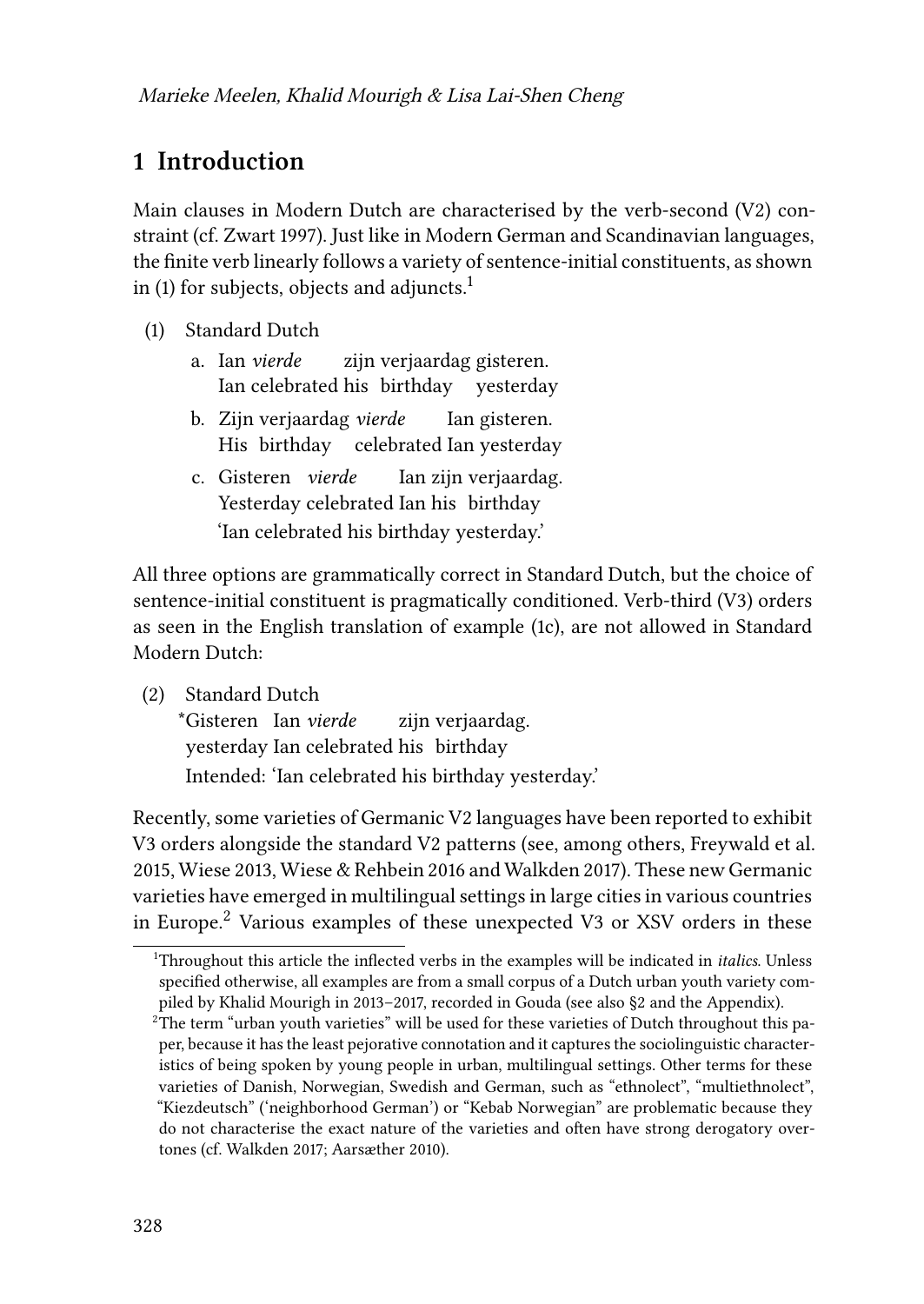## 1 Introduction

Main clauses in Modern Dutch are characterised by the verb-second (V2) constraint (cf. Zwart 1997). Just like in Modern German and Scandinavian languages, the finite verb linearly follows a variety of sentence-initial constituents, as shown in (1) for subjects, objects and adjuncts.[1]

(1) Standard Dutch

a. Ian *vierde* zijn verjaardag gisteren.
   Ian celebrated his birthday yesterday

b. Zijn verjaardag *vierde* Ian gisteren.
   His birthday celebrated Ian yesterday

c. Gisteren *vierde* Ian zijn verjaardag.
   Yesterday celebrated Ian his birthday
   'Ian celebrated his birthday yesterday.'

All three options are grammatically correct in Standard Dutch, but the choice of sentence-initial constituent is pragmatically conditioned. Verb-third (V3) orders as seen in the English translation of example (1c), are not allowed in Standard Modern Dutch:

(2) Standard Dutch
   *Gisteren Ian *vierde* zijn verjaardag.
   yesterday Ian celebrated his birthday
   Intended: 'Ian celebrated his birthday yesterday.'

Recently, some varieties of Germanic V2 languages have been reported to exhibit V3 orders alongside the standard V2 patterns (see, among others, Freywald et al. 2015, Wiese 2013, Wiese & Rehbein 2016 and Walkden 2017). These new Germanic varieties have emerged in multilingual settings in large cities in various countries in Europe.[2] Various examples of these unexpected V3 or XSV orders in these

[1] Throughout this article the inflected verbs in the examples will be indicated in *italics*. Unless specified otherwise, all examples are from a small corpus of a Dutch urban youth variety compiled by Khalid Mourigh in 2013–2017, recorded in Gouda (see also §2 and the Appendix).

[2] The term "urban youth varieties" will be used for these varieties of Dutch throughout this paper, because it has the least pejorative connotation and it captures the sociolinguistic characteristics of being spoken by young people in urban, multilingual settings. Other terms for these varieties of Danish, Norwegian, Swedish and German, such as "ethnolect", "multiethnolect", "Kiezdeutsch" ('neighborhood German') or "Kebab Norwegian" are problematic because they do not characterise the exact nature of the varieties and often have strong derogatory overtones (cf. Walkden 2017; Aarsæther 2010).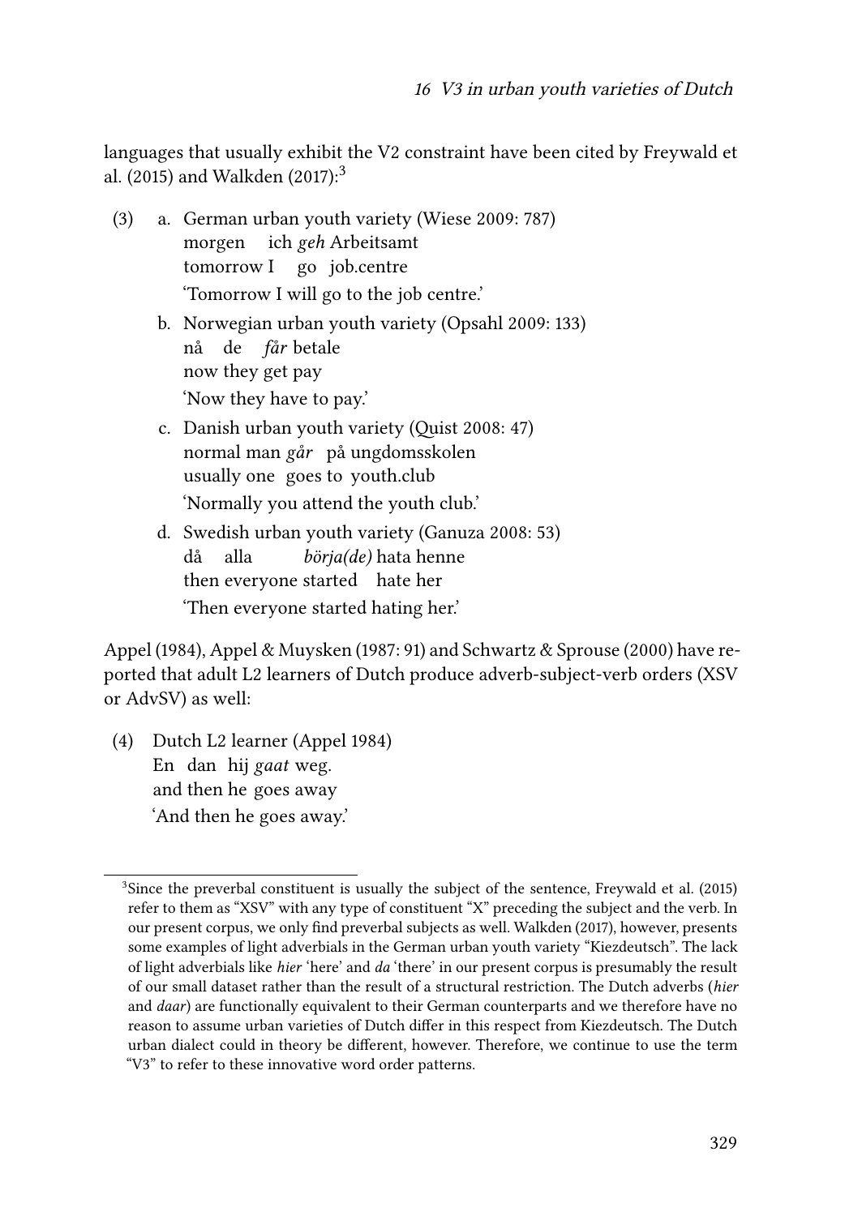languages that usually exhibit the V2 constraint have been cited by Freywald et al. (2015) and Walkden (2017):[3]

(3) a. German urban youth variety (Wiese 2009: 787)
   morgen ich *geh* Arbeitsamt
   tomorrow I go job.centre
   'Tomorrow I will go to the job centre.'

   b. Norwegian urban youth variety (Opsahl 2009: 133)
   nå de *får* betale
   now they get pay
   'Now they have to pay.'

   c. Danish urban youth variety (Quist 2008: 47)
   normal man *går* på ungdomsskolen
   usually one goes to youth.club
   'Normally you attend the youth club.'

   d. Swedish urban youth variety (Ganuza 2008: 53)
   då alla *börja(de)* hata henne
   then everyone started hate her
   'Then everyone started hating her.'

Appel (1984), Appel & Muysken (1987: 91) and Schwartz & Sprouse (2000) have reported that adult L2 learners of Dutch produce adverb-subject-verb orders (XSV or AdvSV) as well:

(4) Dutch L2 learner (Appel 1984)
   En dan hij *gaat* weg.
   and then he goes away
   'And then he goes away.'

[3] Since the preverbal constituent is usually the subject of the sentence, Freywald et al. (2015) refer to them as "XSV" with any type of constituent "X" preceding the subject and the verb. In our present corpus, we only find preverbal subjects as well. Walkden (2017), however, presents some examples of light adverbials in the German urban youth variety "Kiezdeutsch". The lack of light adverbials like *hier* 'here' and *da* 'there' in our present corpus is presumably the result of our small dataset rather than the result of a structural restriction. The Dutch adverbs (*hier* and *daar*) are functionally equivalent to their German counterparts and we therefore have no reason to assume urban varieties of Dutch differ in this respect from Kiezdeutsch. The Dutch urban dialect could in theory be different, however. Therefore, we continue to use the term "V3" to refer to these innovative word order patterns.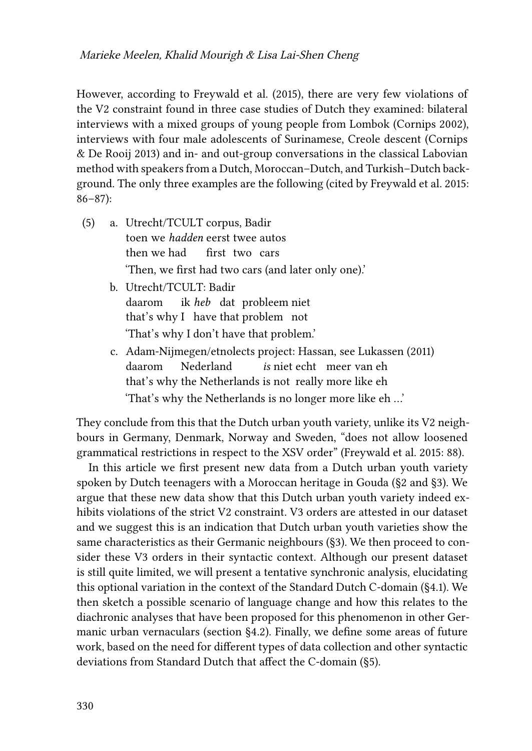However, according to Freywald et al. (2015), there are very few violations of the V2 constraint found in three case studies of Dutch they examined: bilateral interviews with a mixed groups of young people from Lombok (Cornips 2002), interviews with four male adolescents of Surinamese, Creole descent (Cornips & De Rooij 2013) and in- and out-group conversations in the classical Labovian method with speakers from a Dutch, Moroccan–Dutch, and Turkish–Dutch background. The only three examples are the following (cited by Freywald et al. 2015: 86–87):

(5) a. Utrecht/TCULT corpus, Badir
   toen we *hadden* eerst twee autos
   then we had first two cars
   'Then, we first had two cars (and later only one).'

   b. Utrecht/TCULT: Badir
   daarom ik *heb* dat probleem niet
   that's why I have that problem not
   'That's why I don't have that problem.'

   c. Adam-Nijmegen/etnolects project: Hassan, see Lukassen (2011)
   daarom Nederland *is* niet echt meer van eh
   that's why the Netherlands is not really more like eh
   'That's why the Netherlands is no longer more like eh …'

They conclude from this that the Dutch urban youth variety, unlike its V2 neighbours in Germany, Denmark, Norway and Sweden, "does not allow loosened grammatical restrictions in respect to the XSV order" (Freywald et al. 2015: 88).

In this article we first present new data from a Dutch urban youth variety spoken by Dutch teenagers with a Moroccan heritage in Gouda (§2 and §3). We argue that these new data show that this Dutch urban youth variety indeed exhibits violations of the strict V2 constraint. V3 orders are attested in our dataset and we suggest this is an indication that Dutch urban youth varieties show the same characteristics as their Germanic neighbours (§3). We then proceed to consider these V3 orders in their syntactic context. Although our present dataset is still quite limited, we will present a tentative synchronic analysis, elucidating this optional variation in the context of the Standard Dutch C-domain (§4.1). We then sketch a possible scenario of language change and how this relates to the diachronic analyses that have been proposed for this phenomenon in other Germanic urban vernaculars (section §4.2). Finally, we define some areas of future work, based on the need for different types of data collection and other syntactic deviations from Standard Dutch that affect the C-domain (§5).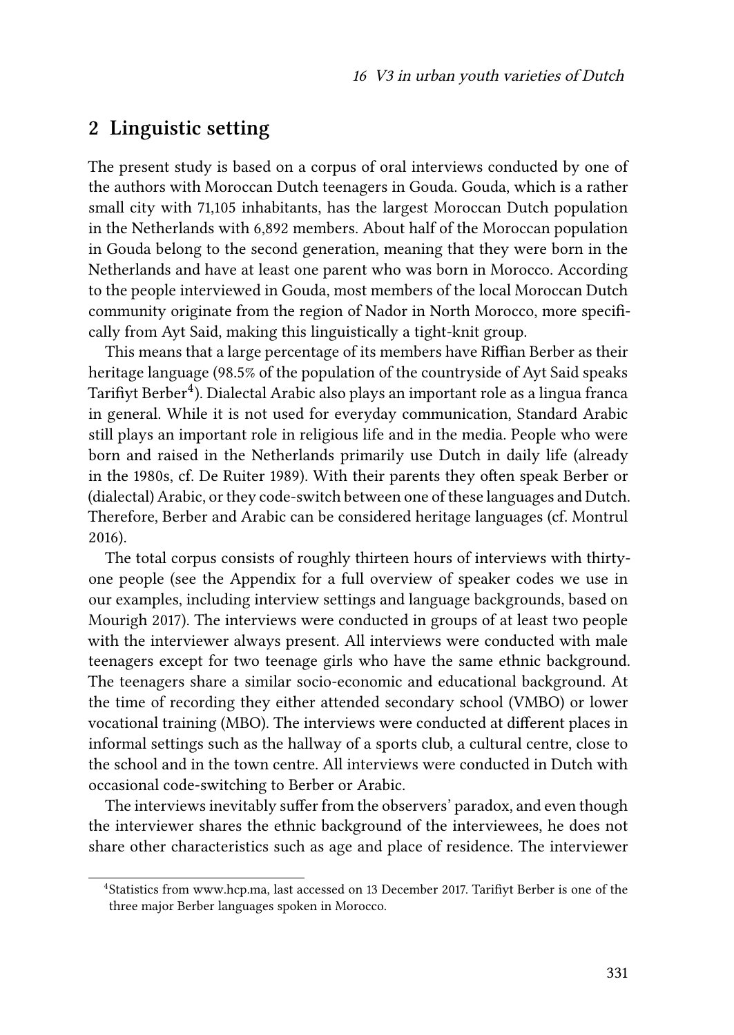## 2 Linguistic setting

The present study is based on a corpus of oral interviews conducted by one of the authors with Moroccan Dutch teenagers in Gouda. Gouda, which is a rather small city with 71,105 inhabitants, has the largest Moroccan Dutch population in the Netherlands with 6,892 members. About half of the Moroccan population in Gouda belong to the second generation, meaning that they were born in the Netherlands and have at least one parent who was born in Morocco. According to the people interviewed in Gouda, most members of the local Moroccan Dutch community originate from the region of Nador in North Morocco, more specifically from Ayt Said, making this linguistically a tight-knit group.

This means that a large percentage of its members have Riffian Berber as their heritage language (98.5% of the population of the countryside of Ayt Said speaks Tarifiyt Berber[4]). Dialectal Arabic also plays an important role as a lingua franca in general. While it is not used for everyday communication, Standard Arabic still plays an important role in religious life and in the media. People who were born and raised in the Netherlands primarily use Dutch in daily life (already in the 1980s, cf. De Ruiter 1989). With their parents they often speak Berber or (dialectal) Arabic, or they code-switch between one of these languages and Dutch. Therefore, Berber and Arabic can be considered heritage languages (cf. Montrul 2016).

The total corpus consists of roughly thirteen hours of interviews with thirty-one people (see the Appendix for a full overview of speaker codes we use in our examples, including interview settings and language backgrounds, based on Mourigh 2017). The interviews were conducted in groups of at least two people with the interviewer always present. All interviews were conducted with male teenagers except for two teenage girls who have the same ethnic background. The teenagers share a similar socio-economic and educational background. At the time of recording they either attended secondary school (VMBO) or lower vocational training (MBO). The interviews were conducted at different places in informal settings such as the hallway of a sports club, a cultural centre, close to the school and in the town centre. All interviews were conducted in Dutch with occasional code-switching to Berber or Arabic.

The interviews inevitably suffer from the observers' paradox, and even though the interviewer shares the ethnic background of the interviewees, he does not share other characteristics such as age and place of residence. The interviewer

[4]Statistics from www.hcp.ma, last accessed on 13 December 2017. Tarifiyt Berber is one of the three major Berber languages spoken in Morocco.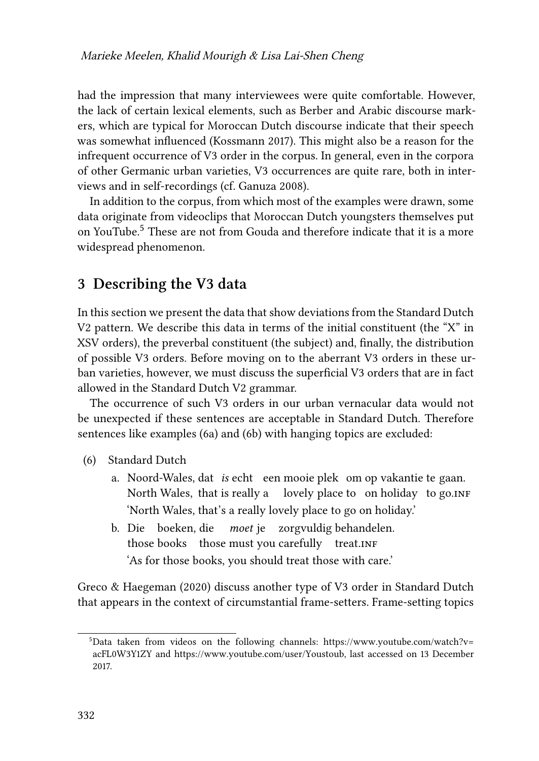had the impression that many interviewees were quite comfortable. However, the lack of certain lexical elements, such as Berber and Arabic discourse markers, which are typical for Moroccan Dutch discourse indicate that their speech was somewhat influenced (Kossmann 2017). This might also be a reason for the infrequent occurrence of V3 order in the corpus. In general, even in the corpora of other Germanic urban varieties, V3 occurrences are quite rare, both in interviews and in self-recordings (cf. Ganuza 2008).

In addition to the corpus, from which most of the examples were drawn, some data originate from videoclips that Moroccan Dutch youngsters themselves put on YouTube.[5] These are not from Gouda and therefore indicate that it is a more widespread phenomenon.

## 3 Describing the V3 data

In this section we present the data that show deviations from the Standard Dutch V2 pattern. We describe this data in terms of the initial constituent (the "X" in XSV orders), the preverbal constituent (the subject) and, finally, the distribution of possible V3 orders. Before moving on to the aberrant V3 orders in these urban varieties, however, we must discuss the superficial V3 orders that are in fact allowed in the Standard Dutch V2 grammar.

The occurrence of such V3 orders in our urban vernacular data would not be unexpected if these sentences are acceptable in Standard Dutch. Therefore sentences like examples (6a) and (6b) with hanging topics are excluded:

(6) Standard Dutch

a. Noord-Wales, dat *is* echt een mooie plek om op vakantie te gaan.
   North Wales, that is really a lovely place to on holiday to go.INF
   'North Wales, that's a really lovely place to go on holiday.'

b. Die boeken, die *moet* je zorgvuldig behandelen.
   those books those must you carefully treat.INF
   'As for those books, you should treat those with care.'

Greco & Haegeman (2020) discuss another type of V3 order in Standard Dutch that appears in the context of circumstantial frame-setters. Frame-setting topics

[5] Data taken from videos on the following channels: https://www.youtube.com/watch?v=acFL0W3Y1ZY and https://www.youtube.com/user/Youstoub, last accessed on 13 December 2017.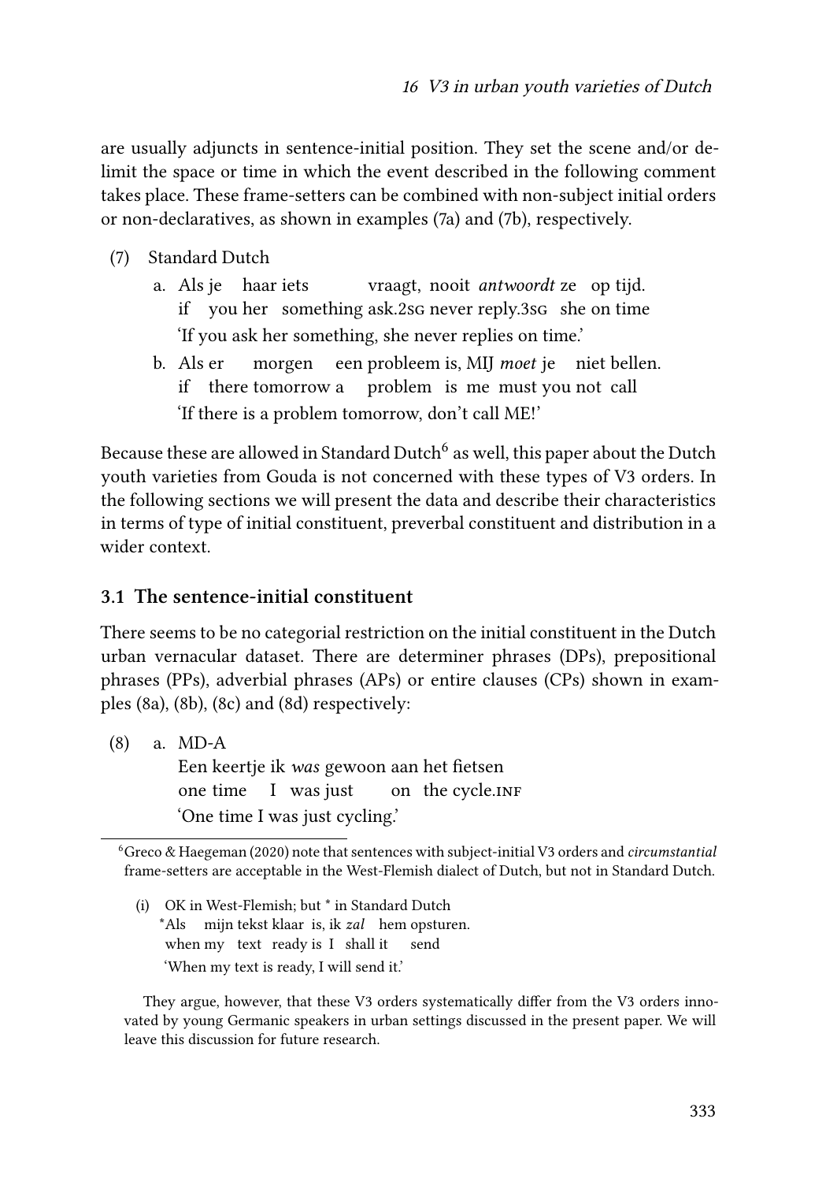are usually adjuncts in sentence-initial position. They set the scene and/or delimit the space or time in which the event described in the following comment takes place. These frame-setters can be combined with non-subject initial orders or non-declaratives, as shown in examples (7a) and (7b), respectively.

(7) Standard Dutch

a. Als je haar iets vraagt, nooit *antwoordt* ze op tijd.
   if you her something ask.2SG never reply.3SG she on time
   'If you ask her something, she never replies on time.'

b. Als er morgen een probleem is, MIJ *moet* je niet bellen.
   if there tomorrow a problem is me must you not call
   'If there is a problem tomorrow, don't call ME!'

Because these are allowed in Standard Dutch[6] as well, this paper about the Dutch youth varieties from Gouda is not concerned with these types of V3 orders. In the following sections we will present the data and describe their characteristics in terms of type of initial constituent, preverbal constituent and distribution in a wider context.

### 3.1 The sentence-initial constituent

There seems to be no categorial restriction on the initial constituent in the Dutch urban vernacular dataset. There are determiner phrases (DPs), prepositional phrases (PPs), adverbial phrases (APs) or entire clauses (CPs) shown in examples (8a), (8b), (8c) and (8d) respectively:

(8) a. MD-A
   Een keertje ik *was* gewoon aan het fietsen
   one time I was just on the cycle.INF
   'One time I was just cycling.'

---

[6] Greco & Haegeman (2020) note that sentences with subject-initial V3 orders and *circumstantial* frame-setters are acceptable in the West-Flemish dialect of Dutch, but not in Standard Dutch.

(i) OK in West-Flemish; but * in Standard Dutch
   *Als mijn tekst klaar is, ik *zal* hem opsturen.
   when my text ready is I shall it send
   'When my text is ready, I will send it.'

They argue, however, that these V3 orders systematically differ from the V3 orders innovated by young Germanic speakers in urban settings discussed in the present paper. We will leave this discussion for future research.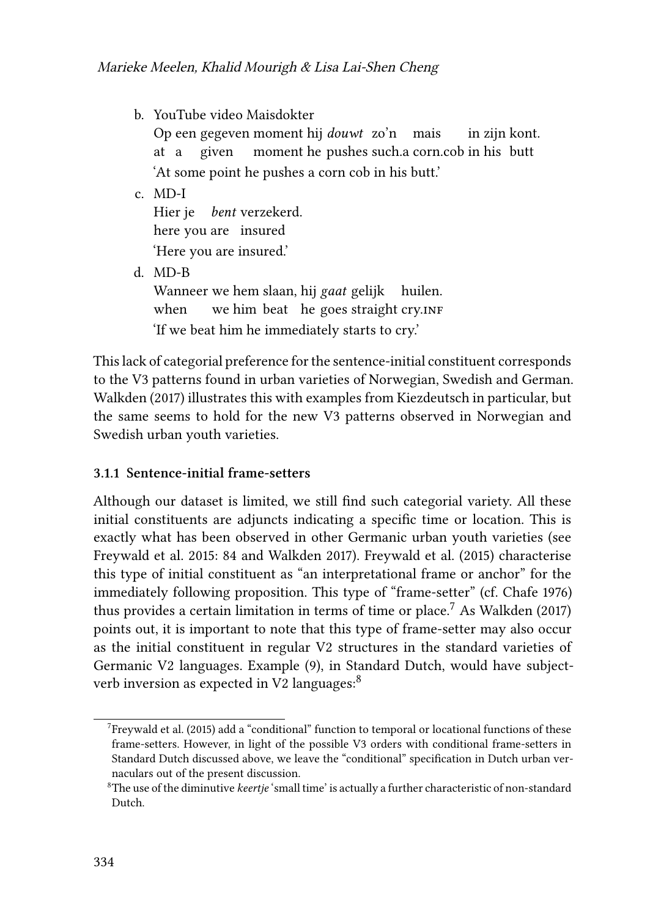b. YouTube video Maisdokter

Op een gegeven moment hij *douwt* zo'n mais in zijn kont.
at a given moment he pushes such.a corn.cob in his butt
'At some point he pushes a corn cob in his butt.'

c. MD-I

Hier je *bent* verzekerd.
here you are insured
'Here you are insured.'

d. MD-B

Wanneer we hem slaan, hij *gaat* gelijk huilen.
when we him beat he goes straight cry.INF
'If we beat him he immediately starts to cry.'

This lack of categorial preference for the sentence-initial constituent corresponds to the V3 patterns found in urban varieties of Norwegian, Swedish and German. Walkden (2017) illustrates this with examples from Kiezdeutsch in particular, but the same seems to hold for the new V3 patterns observed in Norwegian and Swedish urban youth varieties.

#### 3.1.1 Sentence-initial frame-setters

Although our dataset is limited, we still find such categorial variety. All these initial constituents are adjuncts indicating a specific time or location. This is exactly what has been observed in other Germanic urban youth varieties (see Freywald et al. 2015: 84 and Walkden 2017). Freywald et al. (2015) characterise this type of initial constituent as "an interpretational frame or anchor" for the immediately following proposition. This type of "frame-setter" (cf. Chafe 1976) thus provides a certain limitation in terms of time or place.[7] As Walkden (2017) points out, it is important to note that this type of frame-setter may also occur as the initial constituent in regular V2 structures in the standard varieties of Germanic V2 languages. Example (9), in Standard Dutch, would have subject-verb inversion as expected in V2 languages:[8]

[7] Freywald et al. (2015) add a "conditional" function to temporal or locational functions of these frame-setters. However, in light of the possible V3 orders with conditional frame-setters in Standard Dutch discussed above, we leave the "conditional" specification in Dutch urban vernaculars out of the present discussion.

[8] The use of the diminutive *keertje* 'small time' is actually a further characteristic of non-standard Dutch.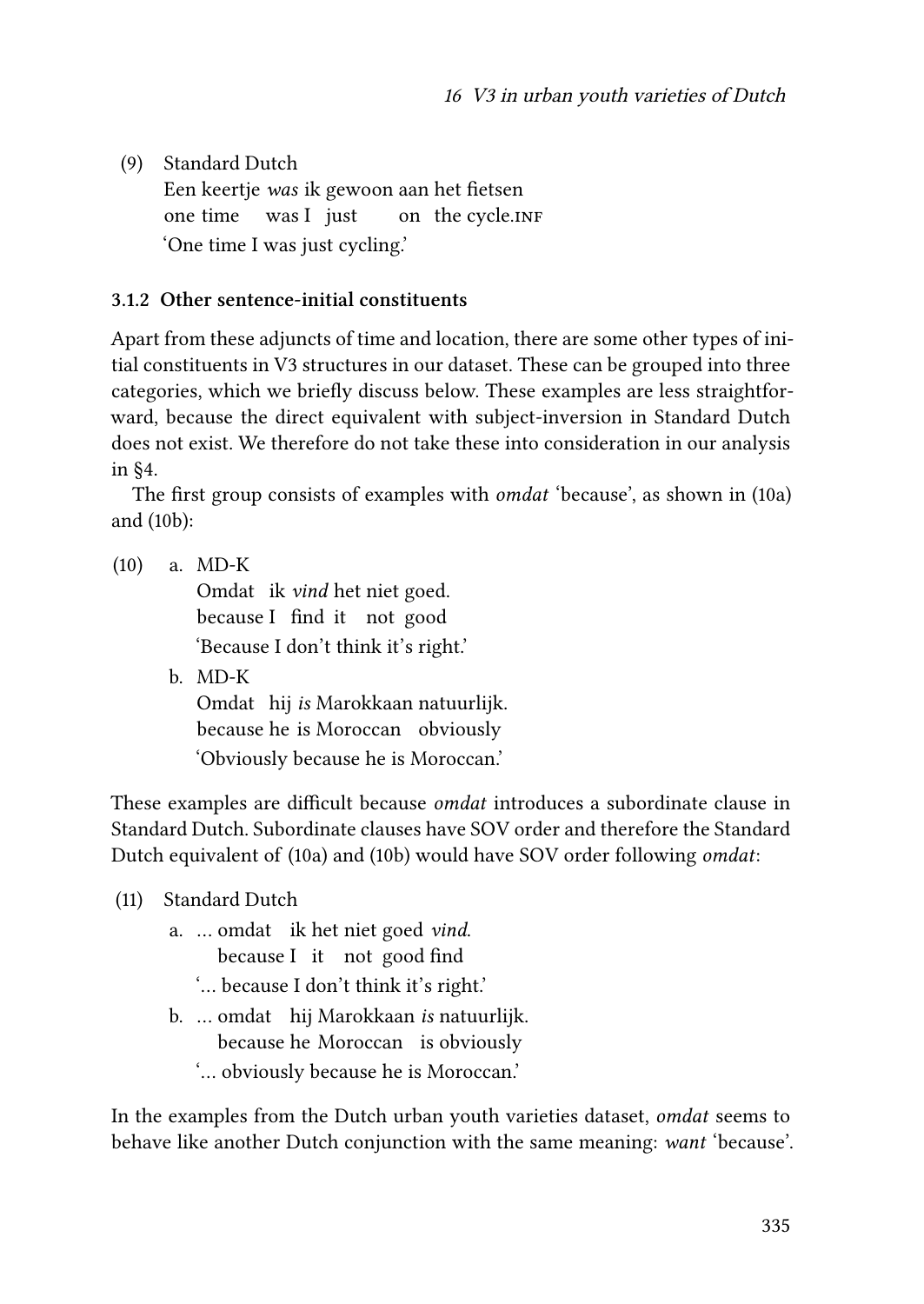(9) Standard Dutch
Een keertje *was* ik gewoon aan het fietsen
one time was I just on the cycle.INF
'One time I was just cycling.'

### 3.1.2 Other sentence-initial constituents

Apart from these adjuncts of time and location, there are some other types of initial constituents in V3 structures in our dataset. These can be grouped into three categories, which we briefly discuss below. These examples are less straightforward, because the direct equivalent with subject-inversion in Standard Dutch does not exist. We therefore do not take these into consideration in our analysis in §4.

The first group consists of examples with *omdat* 'because', as shown in (10a) and (10b):

(10) a. MD-K
Omdat ik *vind* het niet goed.
because I find it not good
'Because I don't think it's right.'

b. MD-K
Omdat hij *is* Marokkaan natuurlijk.
because he is Moroccan obviously
'Obviously because he is Moroccan.'

These examples are difficult because *omdat* introduces a subordinate clause in Standard Dutch. Subordinate clauses have SOV order and therefore the Standard Dutch equivalent of (10a) and (10b) would have SOV order following *omdat*:

(11) Standard Dutch

a. … omdat ik het niet goed *vind*.
because I it not good find
'… because I don't think it's right.'

b. … omdat hij Marokkaan *is* natuurlijk.
because he Moroccan is obviously
'… obviously because he is Moroccan.'

In the examples from the Dutch urban youth varieties dataset, *omdat* seems to behave like another Dutch conjunction with the same meaning: *want* 'because'.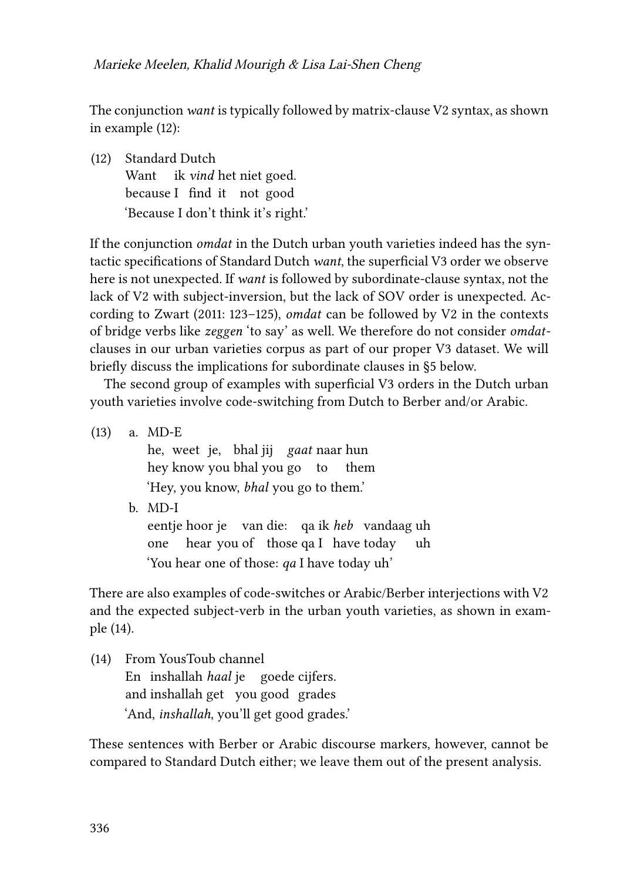The conjunction *want* is typically followed by matrix-clause V2 syntax, as shown in example (12):

(12) Standard Dutch  
 Want ik *vind* het niet goed.  
 because I find it not good  
 'Because I don't think it's right.'

If the conjunction *omdat* in the Dutch urban youth varieties indeed has the syntactic specifications of Standard Dutch *want*, the superficial V3 order we observe here is not unexpected. If *want* is followed by subordinate-clause syntax, not the lack of V2 with subject-inversion, but the lack of SOV order is unexpected. According to Zwart (2011: 123–125), *omdat* can be followed by V2 in the contexts of bridge verbs like *zeggen* 'to say' as well. We therefore do not consider *omdat*-clauses in our urban varieties corpus as part of our proper V3 dataset. We will briefly discuss the implications for subordinate clauses in §5 below.

The second group of examples with superficial V3 orders in the Dutch urban youth varieties involve code-switching from Dutch to Berber and/or Arabic.

(13) a. MD-E  
 he, weet je, bhal jij *gaat* naar hun  
 hey know you bhal you go to them  
 'Hey, you know, *bhal* you go to them.'

 b. MD-I  
 eentje hoor je van die: qa ik *heb* vandaag uh  
 one hear you of those qa I have today uh  
 'You hear one of those: *qa* I have today uh'

There are also examples of code-switches or Arabic/Berber interjections with V2 and the expected subject-verb in the urban youth varieties, as shown in example (14).

(14) From YousToub channel  
 En inshallah *haal* je goede cijfers.  
 and inshallah get you good grades  
 'And, *inshallah*, you'll get good grades.'

These sentences with Berber or Arabic discourse markers, however, cannot be compared to Standard Dutch either; we leave them out of the present analysis.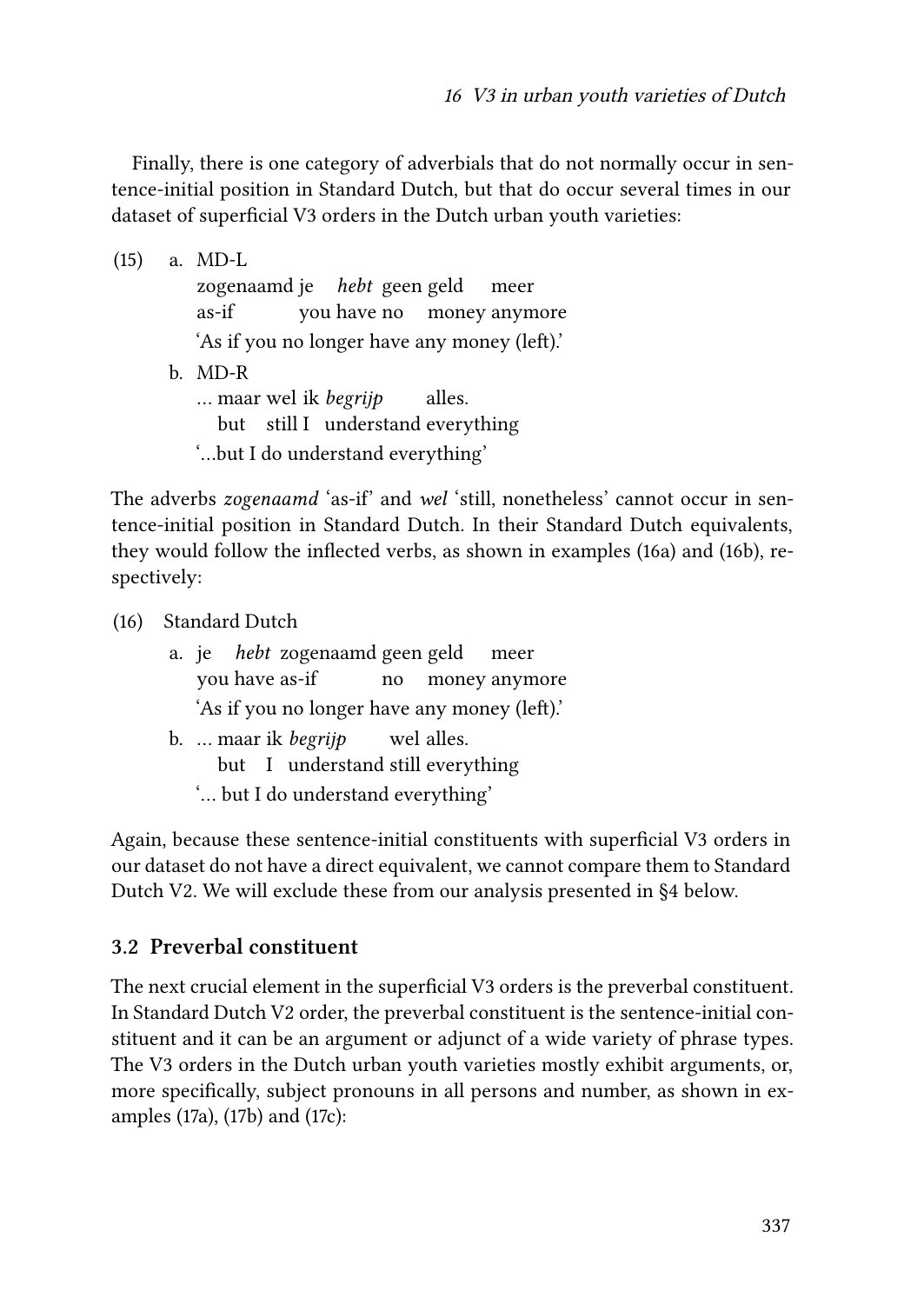Finally, there is one category of adverbials that do not normally occur in sentence-initial position in Standard Dutch, but that do occur several times in our dataset of superficial V3 orders in the Dutch urban youth varieties:

(15) a. MD-L
    zogenaamd je *hebt* geen geld meer
    as-if you have no money anymore
    'As if you no longer have any money (left).'

  b. MD-R
    … maar wel ik *begrijp* alles.
    but still I understand everything
    '…but I do understand everything'

The adverbs *zogenaamd* 'as-if' and *wel* 'still, nonetheless' cannot occur in sentence-initial position in Standard Dutch. In their Standard Dutch equivalents, they would follow the inflected verbs, as shown in examples (16a) and (16b), respectively:

(16) Standard Dutch

  a. je *hebt* zogenaamd geen geld meer
    you have as-if no money anymore
    'As if you no longer have any money (left).'

  b. … maar ik *begrijp* wel alles.
    but I understand still everything
    '… but I do understand everything'

Again, because these sentence-initial constituents with superficial V3 orders in our dataset do not have a direct equivalent, we cannot compare them to Standard Dutch V2. We will exclude these from our analysis presented in §4 below.

### 3.2 Preverbal constituent

The next crucial element in the superficial V3 orders is the preverbal constituent. In Standard Dutch V2 order, the preverbal constituent is the sentence-initial constituent and it can be an argument or adjunct of a wide variety of phrase types. The V3 orders in the Dutch urban youth varieties mostly exhibit arguments, or, more specifically, subject pronouns in all persons and number, as shown in examples (17a), (17b) and (17c):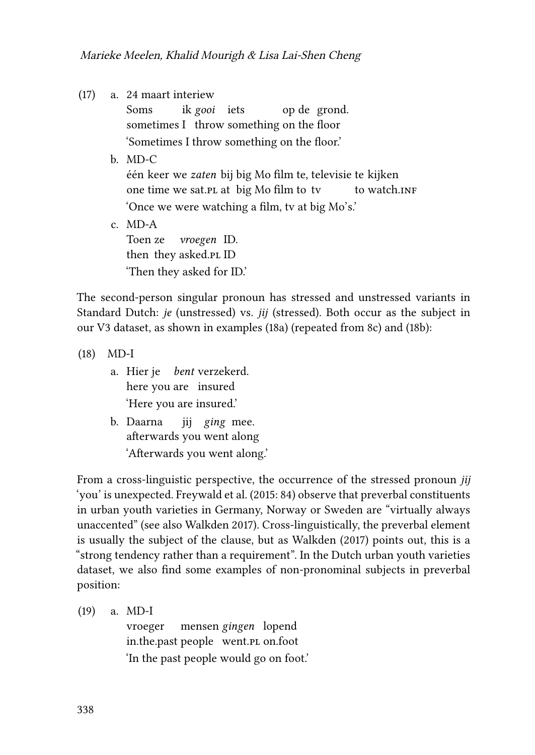(17) a. 24 maart interiew
Soms ik *gooi* iets op de grond.
sometimes I throw something on the floor
'Sometimes I throw something on the floor.'

b. MD-C
één keer we *zaten* bij big Mo film te, televisie te kijken
one time we sat.PL at big Mo film to tv to watch.INF
'Once we were watching a film, tv at big Mo's.'

c. MD-A
Toen ze *vroegen* ID.
then they asked.PL ID
'Then they asked for ID.'

The second-person singular pronoun has stressed and unstressed variants in Standard Dutch: *je* (unstressed) vs. *jij* (stressed). Both occur as the subject in our V3 dataset, as shown in examples (18a) (repeated from 8c) and (18b):

(18) MD-I

a. Hier je *bent* verzekerd.
here you are insured
'Here you are insured.'

b. Daarna jij *ging* mee.
afterwards you went along
'Afterwards you went along.'

From a cross-linguistic perspective, the occurrence of the stressed pronoun *jij* 'you' is unexpected. Freywald et al. (2015: 84) observe that preverbal constituents in urban youth varieties in Germany, Norway or Sweden are "virtually always unaccented" (see also Walkden 2017). Cross-linguistically, the preverbal element is usually the subject of the clause, but as Walkden (2017) points out, this is a "strong tendency rather than a requirement". In the Dutch urban youth varieties dataset, we also find some examples of non-pronominal subjects in preverbal position:

(19) a. MD-I
vroeger mensen *gingen* lopend
in.the.past people went.PL on.foot
'In the past people would go on foot.'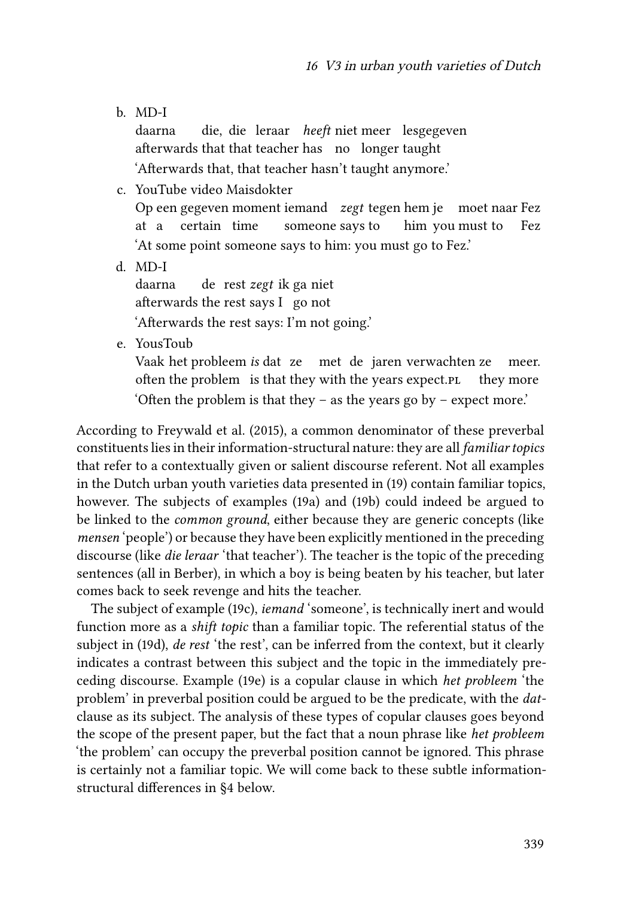b. MD-I

   daarna die, die leraar *heeft* niet meer lesgegeven
   afterwards that that teacher has no longer taught
   'Afterwards that, that teacher hasn't taught anymore.'

c. YouTube video Maisdokter

   Op een gegeven moment iemand *zegt* tegen hem je moet naar Fez
   at a certain time someone says to him you must to Fez
   'At some point someone says to him: you must go to Fez.'

d. MD-I

   daarna de rest *zegt* ik ga niet
   afterwards the rest says I go not
   'Afterwards the rest says: I'm not going.'

e. YousToub

   Vaak het probleem *is* dat ze met de jaren verwachten ze meer.
   often the problem is that they with the years expect.PL they more
   'Often the problem is that they – as the years go by – expect more.'

According to Freywald et al. (2015), a common denominator of these preverbal constituents lies in their information-structural nature: they are all *familiar topics* that refer to a contextually given or salient discourse referent. Not all examples in the Dutch urban youth varieties data presented in (19) contain familiar topics, however. The subjects of examples (19a) and (19b) could indeed be argued to be linked to the *common ground*, either because they are generic concepts (like *mensen* 'people') or because they have been explicitly mentioned in the preceding discourse (like *die leraar* 'that teacher'). The teacher is the topic of the preceding sentences (all in Berber), in which a boy is being beaten by his teacher, but later comes back to seek revenge and hits the teacher.

The subject of example (19c), *iemand* 'someone', is technically inert and would function more as a *shift topic* than a familiar topic. The referential status of the subject in (19d), *de rest* 'the rest', can be inferred from the context, but it clearly indicates a contrast between this subject and the topic in the immediately preceding discourse. Example (19e) is a copular clause in which *het probleem* 'the problem' in preverbal position could be argued to be the predicate, with the *dat*-clause as its subject. The analysis of these types of copular clauses goes beyond the scope of the present paper, but the fact that a noun phrase like *het probleem* 'the problem' can occupy the preverbal position cannot be ignored. This phrase is certainly not a familiar topic. We will come back to these subtle information-structural differences in §4 below.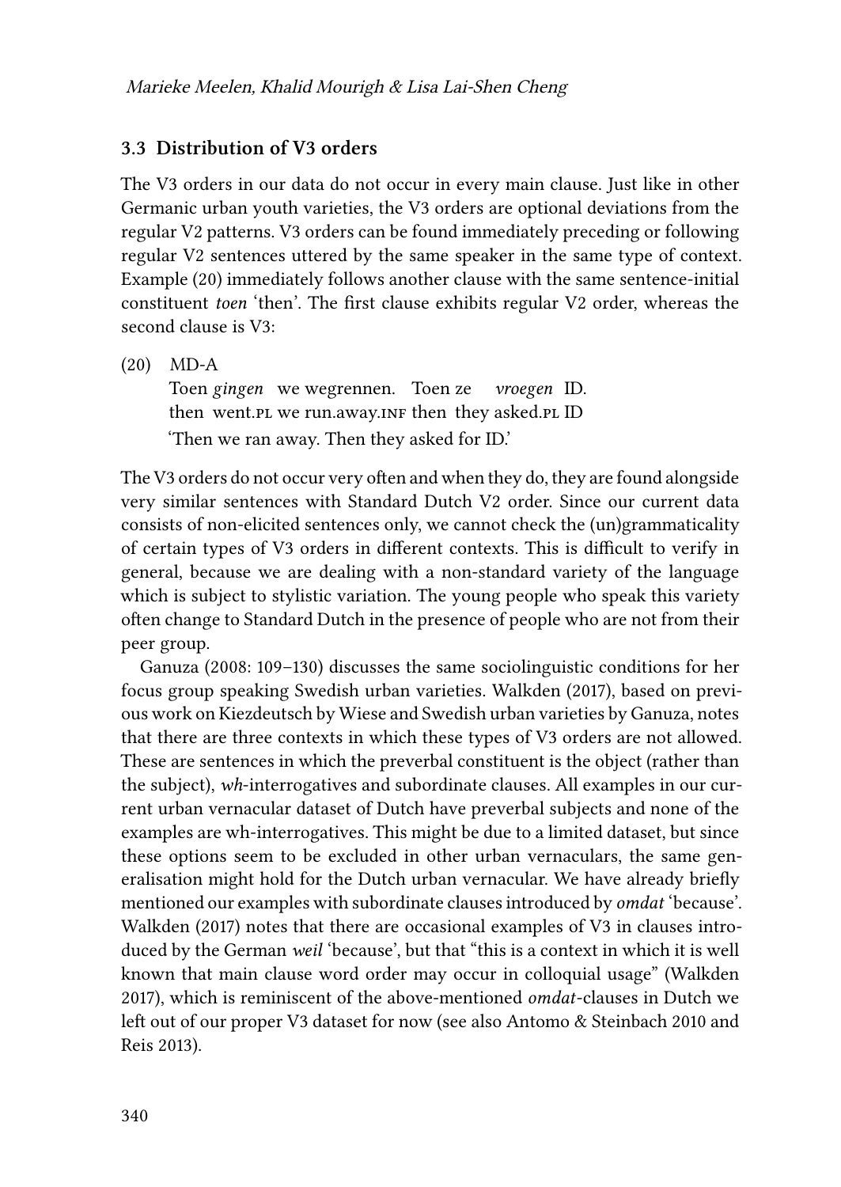### 3.3 Distribution of V3 orders

The V3 orders in our data do not occur in every main clause. Just like in other Germanic urban youth varieties, the V3 orders are optional deviations from the regular V2 patterns. V3 orders can be found immediately preceding or following regular V2 sentences uttered by the same speaker in the same type of context. Example (20) immediately follows another clause with the same sentence-initial constituent *toen* 'then'. The first clause exhibits regular V2 order, whereas the second clause is V3:

(20) MD-A

Toen *gingen* we wegrennen. Toen ze *vroegen* ID.
then went.PL we run.away.INF then they asked.PL ID
'Then we ran away. Then they asked for ID.'

The V3 orders do not occur very often and when they do, they are found alongside very similar sentences with Standard Dutch V2 order. Since our current data consists of non-elicited sentences only, we cannot check the (un)grammaticality of certain types of V3 orders in different contexts. This is difficult to verify in general, because we are dealing with a non-standard variety of the language which is subject to stylistic variation. The young people who speak this variety often change to Standard Dutch in the presence of people who are not from their peer group.

Ganuza (2008: 109–130) discusses the same sociolinguistic conditions for her focus group speaking Swedish urban varieties. Walkden (2017), based on previous work on Kiezdeutsch by Wiese and Swedish urban varieties by Ganuza, notes that there are three contexts in which these types of V3 orders are not allowed. These are sentences in which the preverbal constituent is the object (rather than the subject), *wh*-interrogatives and subordinate clauses. All examples in our current urban vernacular dataset of Dutch have preverbal subjects and none of the examples are wh-interrogatives. This might be due to a limited dataset, but since these options seem to be excluded in other urban vernaculars, the same generalisation might hold for the Dutch urban vernacular. We have already briefly mentioned our examples with subordinate clauses introduced by *omdat* 'because'. Walkden (2017) notes that there are occasional examples of V3 in clauses introduced by the German *weil* 'because', but that "this is a context in which it is well known that main clause word order may occur in colloquial usage" (Walkden 2017), which is reminiscent of the above-mentioned *omdat*-clauses in Dutch we left out of our proper V3 dataset for now (see also Antomo & Steinbach 2010 and Reis 2013).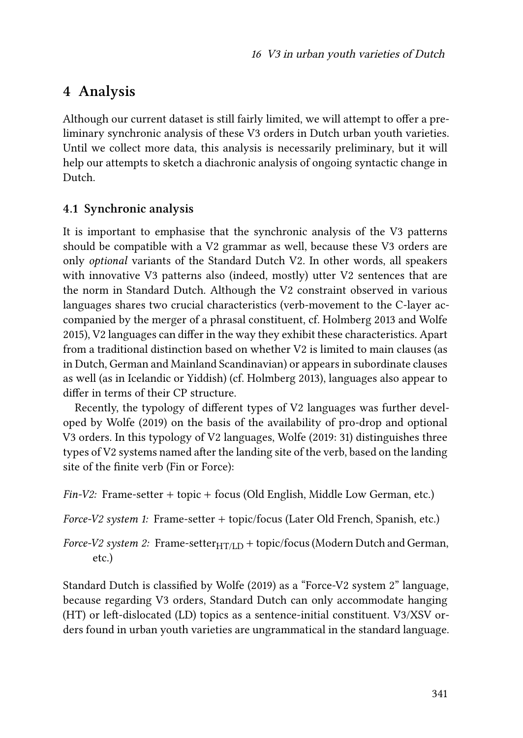## 4 Analysis

Although our current dataset is still fairly limited, we will attempt to offer a preliminary synchronic analysis of these V3 orders in Dutch urban youth varieties. Until we collect more data, this analysis is necessarily preliminary, but it will help our attempts to sketch a diachronic analysis of ongoing syntactic change in Dutch.

### 4.1 Synchronic analysis

It is important to emphasise that the synchronic analysis of the V3 patterns should be compatible with a V2 grammar as well, because these V3 orders are only *optional* variants of the Standard Dutch V2. In other words, all speakers with innovative V3 patterns also (indeed, mostly) utter V2 sentences that are the norm in Standard Dutch. Although the V2 constraint observed in various languages shares two crucial characteristics (verb-movement to the C-layer accompanied by the merger of a phrasal constituent, cf. Holmberg 2013 and Wolfe 2015), V2 languages can differ in the way they exhibit these characteristics. Apart from a traditional distinction based on whether V2 is limited to main clauses (as in Dutch, German and Mainland Scandinavian) or appears in subordinate clauses as well (as in Icelandic or Yiddish) (cf. Holmberg 2013), languages also appear to differ in terms of their CP structure.

Recently, the typology of different types of V2 languages was further developed by Wolfe (2019) on the basis of the availability of pro-drop and optional V3 orders. In this typology of V2 languages, Wolfe (2019: 31) distinguishes three types of V2 systems named after the landing site of the verb, based on the landing site of the finite verb (Fin or Force):

*Fin-V2:* Frame-setter + topic + focus (Old English, Middle Low German, etc.)

*Force-V2 system 1:* Frame-setter + topic/focus (Later Old French, Spanish, etc.)

*Force-V2 system 2:* Frame-setter$_{\text{HT/LD}}$ + topic/focus (Modern Dutch and German, etc.)

Standard Dutch is classified by Wolfe (2019) as a "Force-V2 system 2" language, because regarding V3 orders, Standard Dutch can only accommodate hanging (HT) or left-dislocated (LD) topics as a sentence-initial constituent. V3/XSV orders found in urban youth varieties are ungrammatical in the standard language.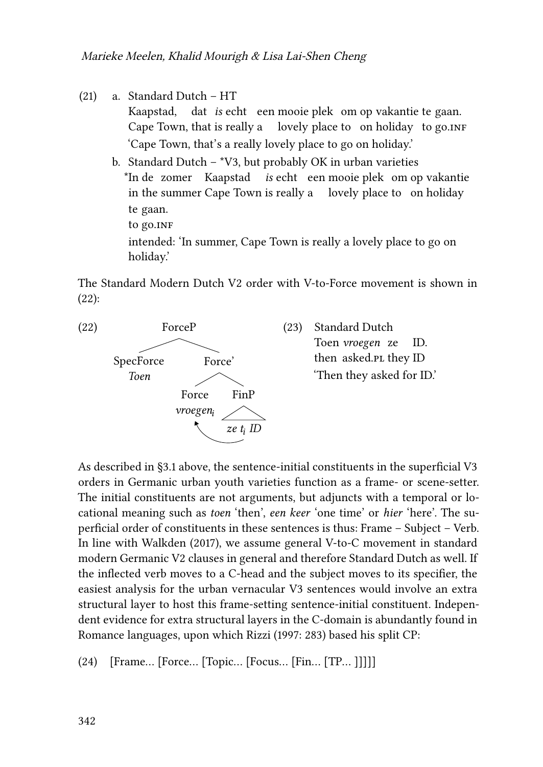(21) a. Standard Dutch – HT

Kaapstad, dat *is* echt een mooie plek om op vakantie te gaan.
Cape Town, that is really a lovely place to on holiday to go.INF
'Cape Town, that's a really lovely place to go on holiday.'

b. Standard Dutch – *V3, but probably OK in urban varieties

*In de zomer Kaapstad *is* echt een mooie plek om op vakantie te gaan.
in the summer Cape Town is really a lovely place to on holiday to go.INF
intended: 'In summer, Cape Town is really a lovely place to go on holiday.'

The Standard Modern Dutch V2 order with V-to-Force movement is shown in (22):

(22) [ForceP [SpecForce *Toen*] [Force' [Force *vroegen*$_i$] [FinP *ze* $t_i$ *ID*]]]

(23) Standard Dutch

Toen *vroegen* ze ID.
then asked.PL they ID
'Then they asked for ID.'

As described in §3.1 above, the sentence-initial constituents in the superficial V3 orders in Germanic urban youth varieties function as a frame- or scene-setter. The initial constituents are not arguments, but adjuncts with a temporal or locational meaning such as *toen* 'then', *een keer* 'one time' or *hier* 'here'. The superficial order of constituents in these sentences is thus: Frame – Subject – Verb. In line with Walkden (2017), we assume general V-to-C movement in standard modern Germanic V2 clauses in general and therefore Standard Dutch as well. If the inflected verb moves to a C-head and the subject moves to its specifier, the easiest analysis for the urban vernacular V3 sentences would involve an extra structural layer to host this frame-setting sentence-initial constituent. Independent evidence for extra structural layers in the C-domain is abundantly found in Romance languages, upon which Rizzi (1997: 283) based his split CP:

(24) [Frame… [Force… [Topic… [Focus… [Fin… [TP… ]]]]]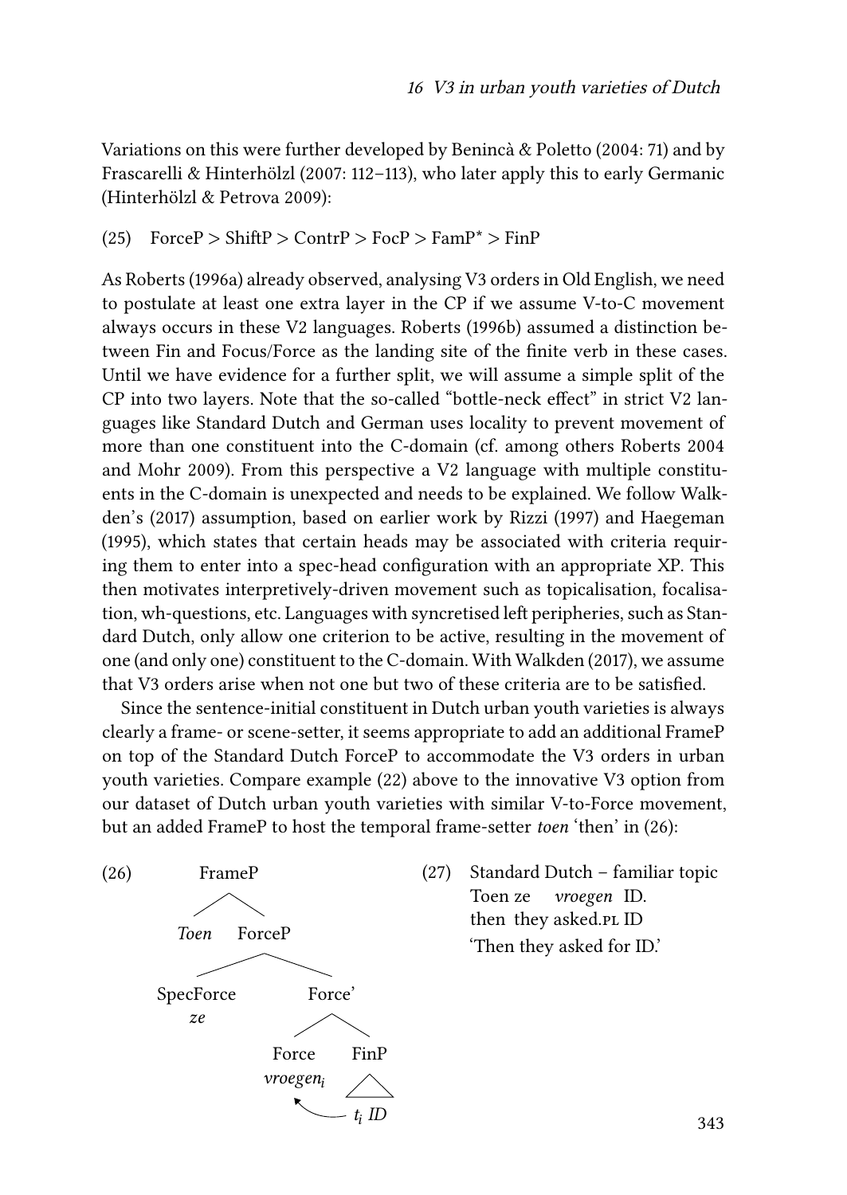Variations on this were further developed by Benincà & Poletto (2004: 71) and by Frascarelli & Hinterhölzl (2007: 112–113), who later apply this to early Germanic (Hinterhölzl & Petrova 2009):

(25) ForceP > ShiftP > ContrP > FocP > FamP* > FinP

As Roberts (1996a) already observed, analysing V3 orders in Old English, we need to postulate at least one extra layer in the CP if we assume V-to-C movement always occurs in these V2 languages. Roberts (1996b) assumed a distinction between Fin and Focus/Force as the landing site of the finite verb in these cases. Until we have evidence for a further split, we will assume a simple split of the CP into two layers. Note that the so-called "bottle-neck effect" in strict V2 languages like Standard Dutch and German uses locality to prevent movement of more than one constituent into the C-domain (cf. among others Roberts 2004 and Mohr 2009). From this perspective a V2 language with multiple constituents in the C-domain is unexpected and needs to be explained. We follow Walkden's (2017) assumption, based on earlier work by Rizzi (1997) and Haegeman (1995), which states that certain heads may be associated with criteria requiring them to enter into a spec-head configuration with an appropriate XP. This then motivates interpretively-driven movement such as topicalisation, focalisation, wh-questions, etc. Languages with syncretised left peripheries, such as Standard Dutch, only allow one criterion to be active, resulting in the movement of one (and only one) constituent to the C-domain. With Walkden (2017), we assume that V3 orders arise when not one but two of these criteria are to be satisfied.

Since the sentence-initial constituent in Dutch urban youth varieties is always clearly a frame- or scene-setter, it seems appropriate to add an additional FrameP on top of the Standard Dutch ForceP to accommodate the V3 orders in urban youth varieties. Compare example (22) above to the innovative V3 option from our dataset of Dutch urban youth varieties with similar V-to-Force movement, but an added FrameP to host the temporal frame-setter *toen* 'then' in (26):

(26)
```
FrameP
├── Toen
└── ForceP
    ├── SpecForce
    │   └── ze
    └── Force'
        ├── Force
        │   └── vroegen_i
        └── FinP
            └── t_i ID
```
(arrow: $t_i$ moves to Force, *vroegen*$_i$)

(27) Standard Dutch – familiar topic
Toen ze *vroegen* ID.
then they asked.PL ID
'Then they asked for ID.'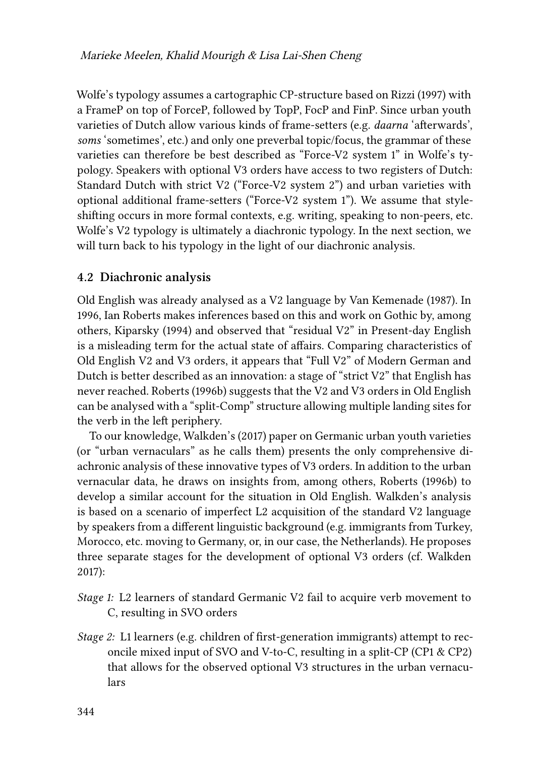Wolfe's typology assumes a cartographic CP-structure based on Rizzi (1997) with a FrameP on top of ForceP, followed by TopP, FocP and FinP. Since urban youth varieties of Dutch allow various kinds of frame-setters (e.g. *daarna* 'afterwards', *soms* 'sometimes', etc.) and only one preverbal topic/focus, the grammar of these varieties can therefore be best described as "Force-V2 system 1" in Wolfe's typology. Speakers with optional V3 orders have access to two registers of Dutch: Standard Dutch with strict V2 ("Force-V2 system 2") and urban varieties with optional additional frame-setters ("Force-V2 system 1"). We assume that style-shifting occurs in more formal contexts, e.g. writing, speaking to non-peers, etc. Wolfe's V2 typology is ultimately a diachronic typology. In the next section, we will turn back to his typology in the light of our diachronic analysis.

### 4.2 Diachronic analysis

Old English was already analysed as a V2 language by Van Kemenade (1987). In 1996, Ian Roberts makes inferences based on this and work on Gothic by, among others, Kiparsky (1994) and observed that "residual V2" in Present-day English is a misleading term for the actual state of affairs. Comparing characteristics of Old English V2 and V3 orders, it appears that "Full V2" of Modern German and Dutch is better described as an innovation: a stage of "strict V2" that English has never reached. Roberts (1996b) suggests that the V2 and V3 orders in Old English can be analysed with a "split-Comp" structure allowing multiple landing sites for the verb in the left periphery.

To our knowledge, Walkden's (2017) paper on Germanic urban youth varieties (or "urban vernaculars" as he calls them) presents the only comprehensive diachronic analysis of these innovative types of V3 orders. In addition to the urban vernacular data, he draws on insights from, among others, Roberts (1996b) to develop a similar account for the situation in Old English. Walkden's analysis is based on a scenario of imperfect L2 acquisition of the standard V2 language by speakers from a different linguistic background (e.g. immigrants from Turkey, Morocco, etc. moving to Germany, or, in our case, the Netherlands). He proposes three separate stages for the development of optional V3 orders (cf. Walkden 2017):

*Stage 1:* L2 learners of standard Germanic V2 fail to acquire verb movement to C, resulting in SVO orders

*Stage 2:* L1 learners (e.g. children of first-generation immigrants) attempt to reconcile mixed input of SVO and V-to-C, resulting in a split-CP (CP1 & CP2) that allows for the observed optional V3 structures in the urban vernaculars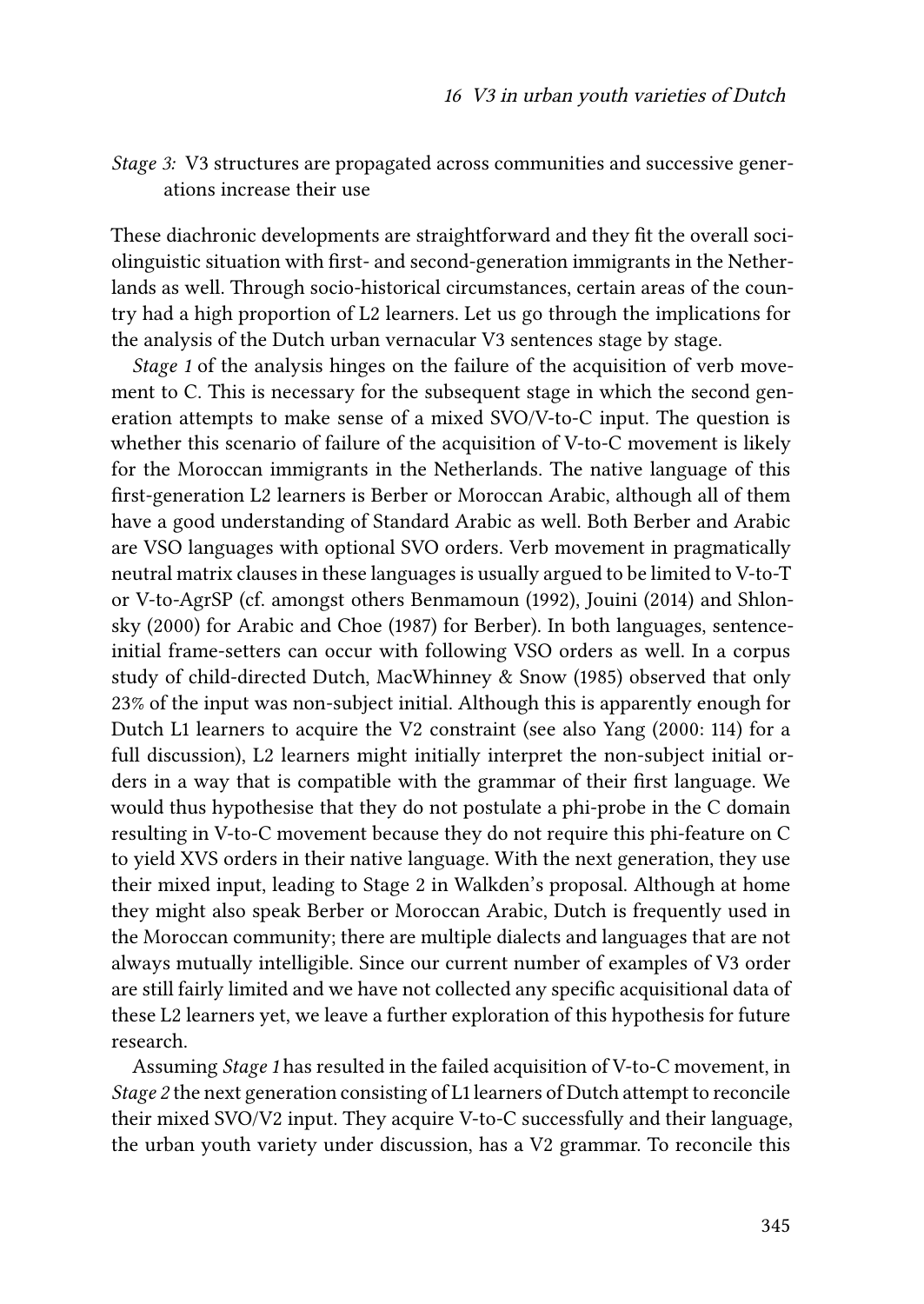*Stage 3:* V3 structures are propagated across communities and successive generations increase their use

These diachronic developments are straightforward and they fit the overall sociolinguistic situation with first- and second-generation immigrants in the Netherlands as well. Through socio-historical circumstances, certain areas of the country had a high proportion of L2 learners. Let us go through the implications for the analysis of the Dutch urban vernacular V3 sentences stage by stage.

*Stage 1* of the analysis hinges on the failure of the acquisition of verb movement to C. This is necessary for the subsequent stage in which the second generation attempts to make sense of a mixed SVO/V-to-C input. The question is whether this scenario of failure of the acquisition of V-to-C movement is likely for the Moroccan immigrants in the Netherlands. The native language of this first-generation L2 learners is Berber or Moroccan Arabic, although all of them have a good understanding of Standard Arabic as well. Both Berber and Arabic are VSO languages with optional SVO orders. Verb movement in pragmatically neutral matrix clauses in these languages is usually argued to be limited to V-to-T or V-to-AgrSP (cf. amongst others Benmamoun (1992), Jouini (2014) and Shlonsky (2000) for Arabic and Choe (1987) for Berber). In both languages, sentence-initial frame-setters can occur with following VSO orders as well. In a corpus study of child-directed Dutch, MacWhinney & Snow (1985) observed that only 23% of the input was non-subject initial. Although this is apparently enough for Dutch L1 learners to acquire the V2 constraint (see also Yang (2000: 114) for a full discussion), L2 learners might initially interpret the non-subject initial orders in a way that is compatible with the grammar of their first language. We would thus hypothesise that they do not postulate a phi-probe in the C domain resulting in V-to-C movement because they do not require this phi-feature on C to yield XVS orders in their native language. With the next generation, they use their mixed input, leading to Stage 2 in Walkden's proposal. Although at home they might also speak Berber or Moroccan Arabic, Dutch is frequently used in the Moroccan community; there are multiple dialects and languages that are not always mutually intelligible. Since our current number of examples of V3 order are still fairly limited and we have not collected any specific acquisitional data of these L2 learners yet, we leave a further exploration of this hypothesis for future research.

Assuming *Stage 1* has resulted in the failed acquisition of V-to-C movement, in *Stage 2* the next generation consisting of L1 learners of Dutch attempt to reconcile their mixed SVO/V2 input. They acquire V-to-C successfully and their language, the urban youth variety under discussion, has a V2 grammar. To reconcile this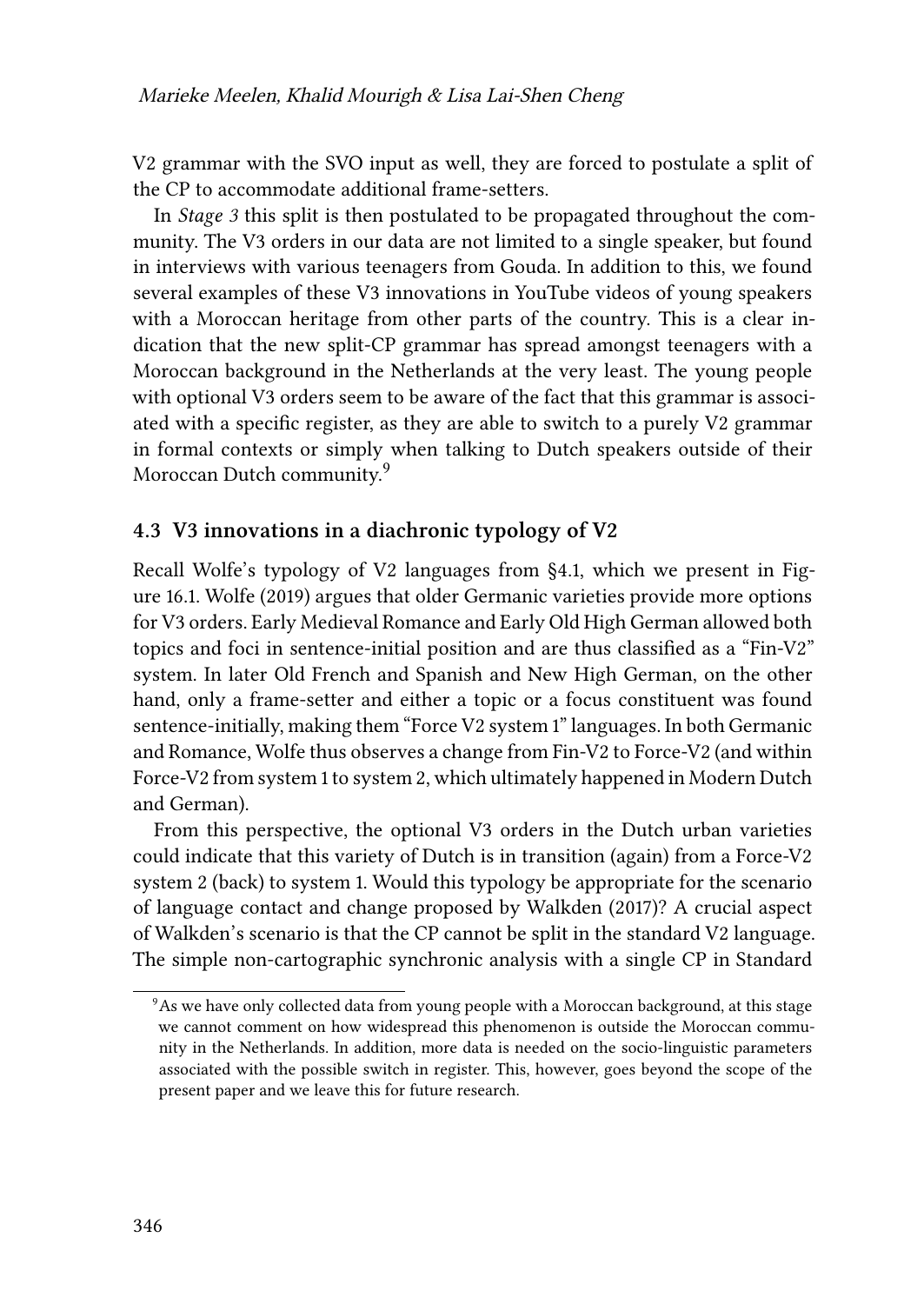V2 grammar with the SVO input as well, they are forced to postulate a split of the CP to accommodate additional frame-setters.

In *Stage 3* this split is then postulated to be propagated throughout the community. The V3 orders in our data are not limited to a single speaker, but found in interviews with various teenagers from Gouda. In addition to this, we found several examples of these V3 innovations in YouTube videos of young speakers with a Moroccan heritage from other parts of the country. This is a clear indication that the new split-CP grammar has spread amongst teenagers with a Moroccan background in the Netherlands at the very least. The young people with optional V3 orders seem to be aware of the fact that this grammar is associated with a specific register, as they are able to switch to a purely V2 grammar in formal contexts or simply when talking to Dutch speakers outside of their Moroccan Dutch community.[9]

### 4.3 V3 innovations in a diachronic typology of V2

Recall Wolfe's typology of V2 languages from §4.1, which we present in Figure 16.1. Wolfe (2019) argues that older Germanic varieties provide more options for V3 orders. Early Medieval Romance and Early Old High German allowed both topics and foci in sentence-initial position and are thus classified as a "Fin-V2" system. In later Old French and Spanish and New High German, on the other hand, only a frame-setter and either a topic or a focus constituent was found sentence-initially, making them "Force V2 system 1" languages. In both Germanic and Romance, Wolfe thus observes a change from Fin-V2 to Force-V2 (and within Force-V2 from system 1 to system 2, which ultimately happened in Modern Dutch and German).

From this perspective, the optional V3 orders in the Dutch urban varieties could indicate that this variety of Dutch is in transition (again) from a Force-V2 system 2 (back) to system 1. Would this typology be appropriate for the scenario of language contact and change proposed by Walkden (2017)? A crucial aspect of Walkden's scenario is that the CP cannot be split in the standard V2 language. The simple non-cartographic synchronic analysis with a single CP in Standard

[9] As we have only collected data from young people with a Moroccan background, at this stage we cannot comment on how widespread this phenomenon is outside the Moroccan community in the Netherlands. In addition, more data is needed on the socio-linguistic parameters associated with the possible switch in register. This, however, goes beyond the scope of the present paper and we leave this for future research.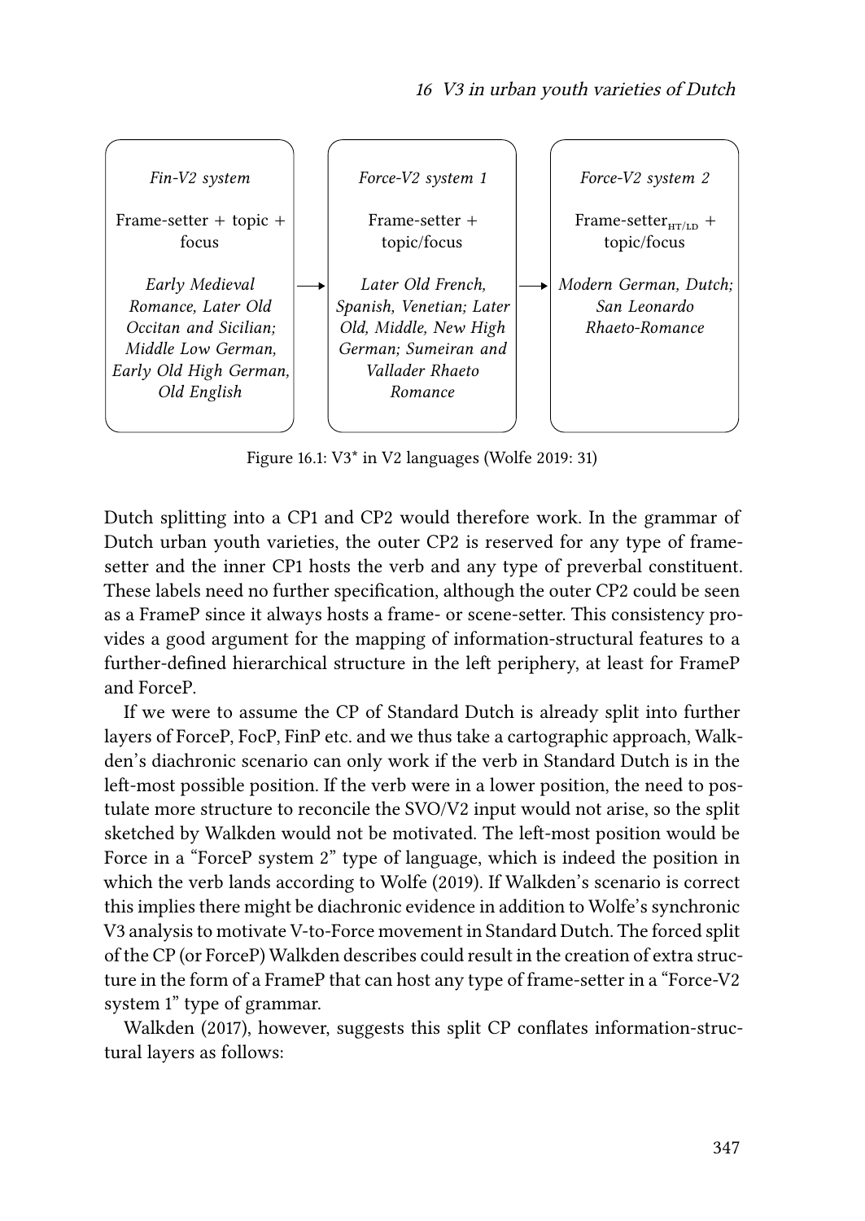| *Fin-V2 system* | | *Force-V2 system 1* | | *Force-V2 system 2* |
|---|---|---|---|---|
| Frame-setter + topic + focus | → | Frame-setter + topic/focus | → | Frame-setter$_{\text{HT/LD}}$ + topic/focus |
| *Early Medieval Romance, Later Old Occitan and Sicilian; Middle Low German, Early Old High German, Old English* | | *Later Old French, Spanish, Venetian; Later Old, Middle, New High German; Sumeiran and Vallader Rhaeto Romance* | | *Modern German, Dutch; San Leonardo Rhaeto-Romance* |

Figure 16.1: V3* in V2 languages (Wolfe 2019: 31)

Dutch splitting into a CP1 and CP2 would therefore work. In the grammar of Dutch urban youth varieties, the outer CP2 is reserved for any type of frame-setter and the inner CP1 hosts the verb and any type of preverbal constituent. These labels need no further specification, although the outer CP2 could be seen as a FrameP since it always hosts a frame- or scene-setter. This consistency provides a good argument for the mapping of information-structural features to a further-defined hierarchical structure in the left periphery, at least for FrameP and ForceP.

If we were to assume the CP of Standard Dutch is already split into further layers of ForceP, FocP, FinP etc. and we thus take a cartographic approach, Walkden's diachronic scenario can only work if the verb in Standard Dutch is in the left-most possible position. If the verb were in a lower position, the need to postulate more structure to reconcile the SVO/V2 input would not arise, so the split sketched by Walkden would not be motivated. The left-most position would be Force in a "ForceP system 2" type of language, which is indeed the position in which the verb lands according to Wolfe (2019). If Walkden's scenario is correct this implies there might be diachronic evidence in addition to Wolfe's synchronic V3 analysis to motivate V-to-Force movement in Standard Dutch. The forced split of the CP (or ForceP) Walkden describes could result in the creation of extra structure in the form of a FrameP that can host any type of frame-setter in a "Force-V2 system 1" type of grammar.

Walkden (2017), however, suggests this split CP conflates information-structural layers as follows: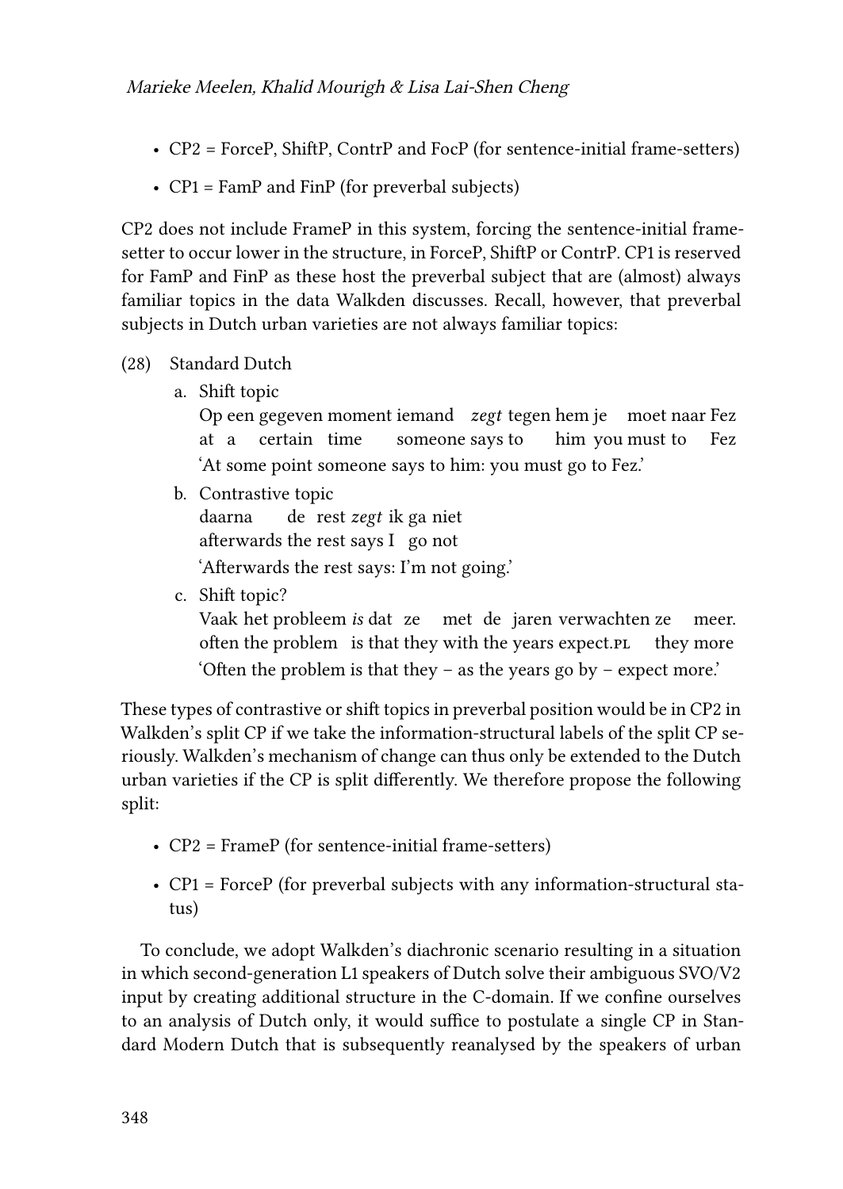- CP2 = ForceP, ShiftP, ContrP and FocP (for sentence-initial frame-setters)
- CP1 = FamP and FinP (for preverbal subjects)

CP2 does not include FrameP in this system, forcing the sentence-initial frame-setter to occur lower in the structure, in ForceP, ShiftP or ContrP. CP1 is reserved for FamP and FinP as these host the preverbal subject that are (almost) always familiar topics in the data Walkden discusses. Recall, however, that preverbal subjects in Dutch urban varieties are not always familiar topics:

(28) Standard Dutch

a. Shift topic
   Op een gegeven moment iemand *zegt* tegen hem je moet naar Fez
   at a certain time someone says to him you must to Fez
   'At some point someone says to him: you must go to Fez.'

b. Contrastive topic
   daarna de rest *zegt* ik ga niet
   afterwards the rest says I go not
   'Afterwards the rest says: I'm not going.'

c. Shift topic?
   Vaak het probleem *is* dat ze met de jaren verwachten ze meer.
   often the problem is that they with the years expect.PL they more
   'Often the problem is that they – as the years go by – expect more.'

These types of contrastive or shift topics in preverbal position would be in CP2 in Walkden's split CP if we take the information-structural labels of the split CP seriously. Walkden's mechanism of change can thus only be extended to the Dutch urban varieties if the CP is split differently. We therefore propose the following split:

- CP2 = FrameP (for sentence-initial frame-setters)
- CP1 = ForceP (for preverbal subjects with any information-structural status)

To conclude, we adopt Walkden's diachronic scenario resulting in a situation in which second-generation L1 speakers of Dutch solve their ambiguous SVO/V2 input by creating additional structure in the C-domain. If we confine ourselves to an analysis of Dutch only, it would suffice to postulate a single CP in Standard Modern Dutch that is subsequently reanalysed by the speakers of urban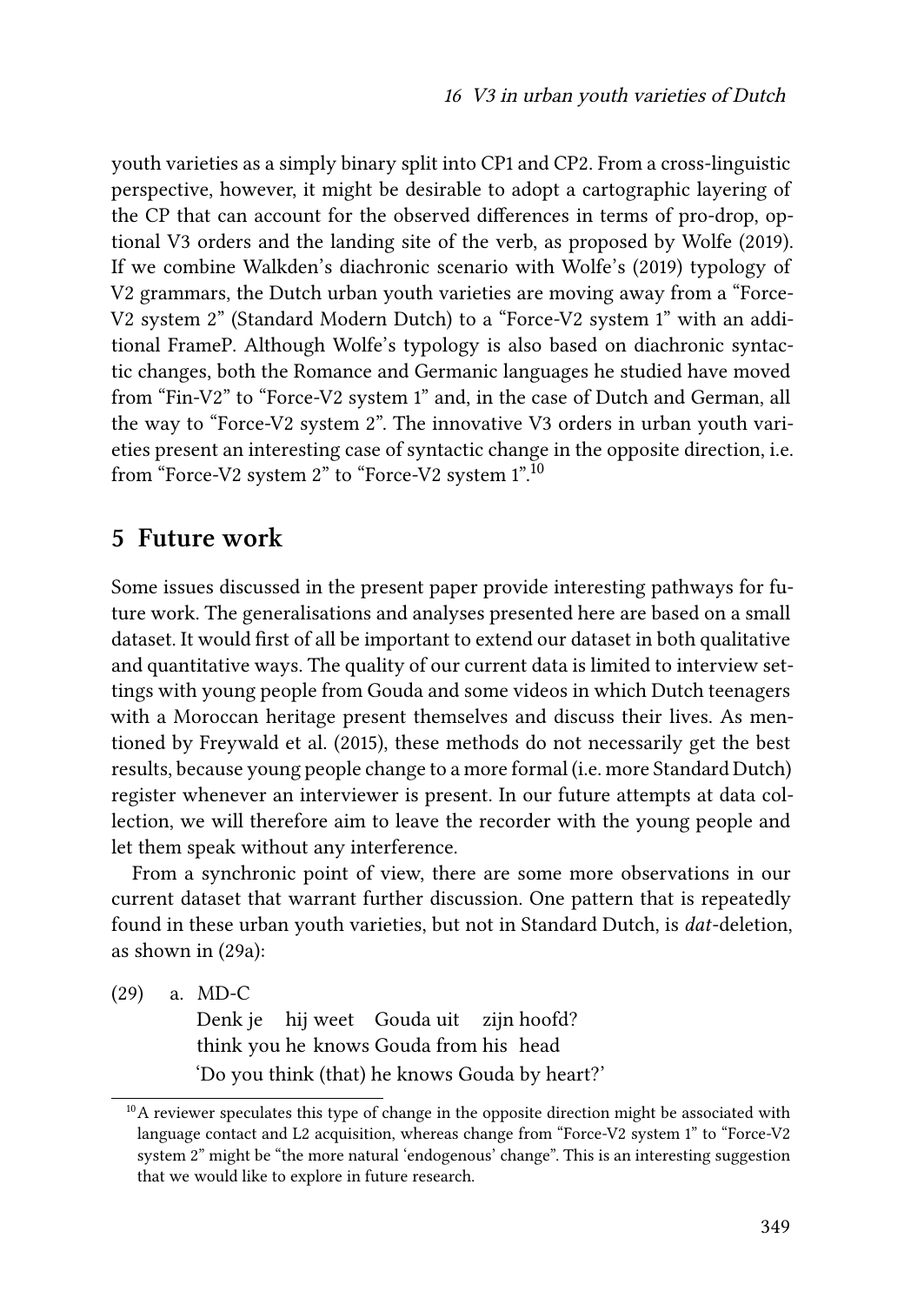youth varieties as a simply binary split into CP1 and CP2. From a cross-linguistic perspective, however, it might be desirable to adopt a cartographic layering of the CP that can account for the observed differences in terms of pro-drop, optional V3 orders and the landing site of the verb, as proposed by Wolfe (2019). If we combine Walkden's diachronic scenario with Wolfe's (2019) typology of V2 grammars, the Dutch urban youth varieties are moving away from a "Force-V2 system 2" (Standard Modern Dutch) to a "Force-V2 system 1" with an additional FrameP. Although Wolfe's typology is also based on diachronic syntactic changes, both the Romance and Germanic languages he studied have moved from "Fin-V2" to "Force-V2 system 1" and, in the case of Dutch and German, all the way to "Force-V2 system 2". The innovative V3 orders in urban youth varieties present an interesting case of syntactic change in the opposite direction, i.e. from "Force-V2 system 2" to "Force-V2 system 1".[10]

## 5 Future work

Some issues discussed in the present paper provide interesting pathways for future work. The generalisations and analyses presented here are based on a small dataset. It would first of all be important to extend our dataset in both qualitative and quantitative ways. The quality of our current data is limited to interview settings with young people from Gouda and some videos in which Dutch teenagers with a Moroccan heritage present themselves and discuss their lives. As mentioned by Freywald et al. (2015), these methods do not necessarily get the best results, because young people change to a more formal (i.e. more Standard Dutch) register whenever an interviewer is present. In our future attempts at data collection, we will therefore aim to leave the recorder with the young people and let them speak without any interference.

From a synchronic point of view, there are some more observations in our current dataset that warrant further discussion. One pattern that is repeatedly found in these urban youth varieties, but not in Standard Dutch, is *dat*-deletion, as shown in (29a):

(29) a. MD-C
    Denk je hij weet Gouda uit zijn hoofd?
    think you he knows Gouda from his head
    'Do you think (that) he knows Gouda by heart?'

[10] A reviewer speculates this type of change in the opposite direction might be associated with language contact and L2 acquisition, whereas change from "Force-V2 system 1" to "Force-V2 system 2" might be "the more natural 'endogenous' change". This is an interesting suggestion that we would like to explore in future research.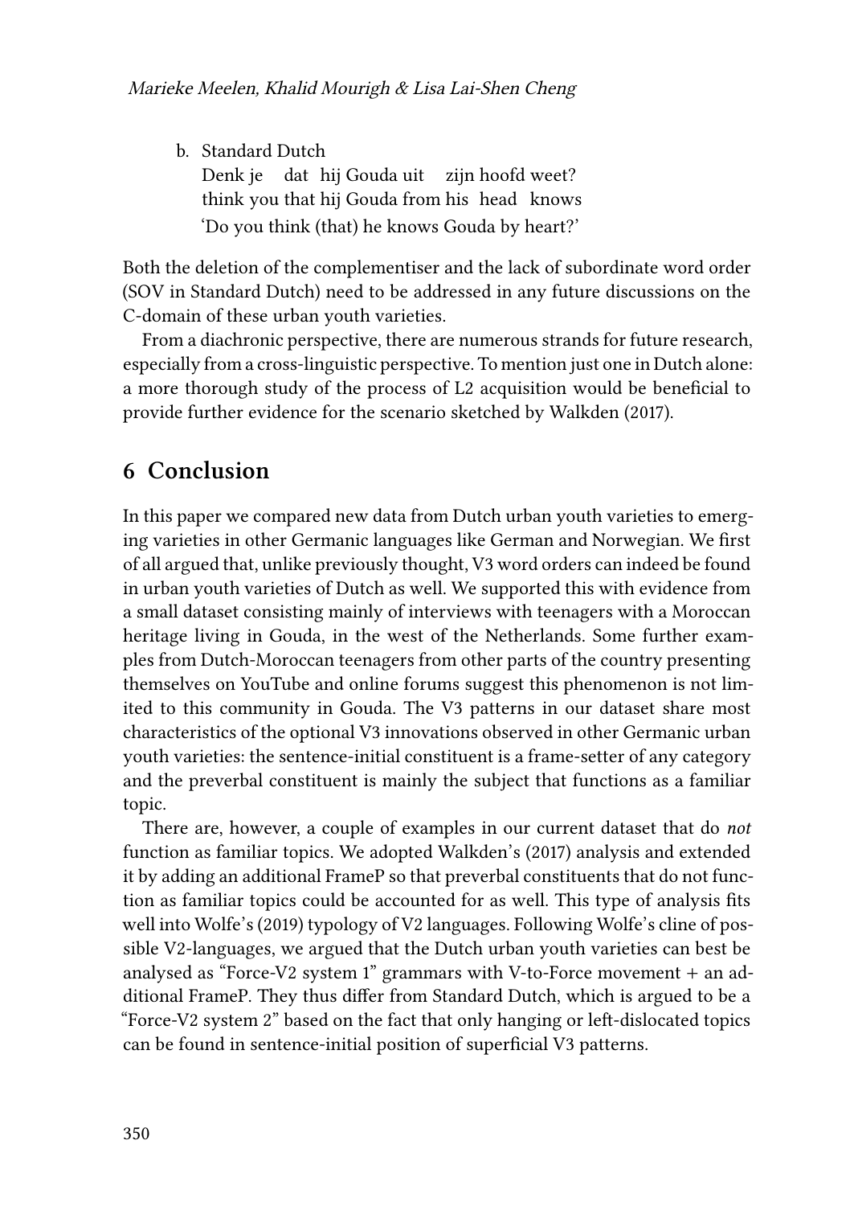b. Standard Dutch

Denk je dat hij Gouda uit zijn hoofd weet?
think you that hij Gouda from his head knows
'Do you think (that) he knows Gouda by heart?'

Both the deletion of the complementiser and the lack of subordinate word order (SOV in Standard Dutch) need to be addressed in any future discussions on the C-domain of these urban youth varieties.

From a diachronic perspective, there are numerous strands for future research, especially from a cross-linguistic perspective. To mention just one in Dutch alone: a more thorough study of the process of L2 acquisition would be beneficial to provide further evidence for the scenario sketched by Walkden (2017).

## 6 Conclusion

In this paper we compared new data from Dutch urban youth varieties to emerging varieties in other Germanic languages like German and Norwegian. We first of all argued that, unlike previously thought, V3 word orders can indeed be found in urban youth varieties of Dutch as well. We supported this with evidence from a small dataset consisting mainly of interviews with teenagers with a Moroccan heritage living in Gouda, in the west of the Netherlands. Some further examples from Dutch-Moroccan teenagers from other parts of the country presenting themselves on YouTube and online forums suggest this phenomenon is not limited to this community in Gouda. The V3 patterns in our dataset share most characteristics of the optional V3 innovations observed in other Germanic urban youth varieties: the sentence-initial constituent is a frame-setter of any category and the preverbal constituent is mainly the subject that functions as a familiar topic.

There are, however, a couple of examples in our current dataset that do *not* function as familiar topics. We adopted Walkden's (2017) analysis and extended it by adding an additional FrameP so that preverbal constituents that do not function as familiar topics could be accounted for as well. This type of analysis fits well into Wolfe's (2019) typology of V2 languages. Following Wolfe's cline of possible V2-languages, we argued that the Dutch urban youth varieties can best be analysed as "Force-V2 system 1" grammars with V-to-Force movement + an additional FrameP. They thus differ from Standard Dutch, which is argued to be a "Force-V2 system 2" based on the fact that only hanging or left-dislocated topics can be found in sentence-initial position of superficial V3 patterns.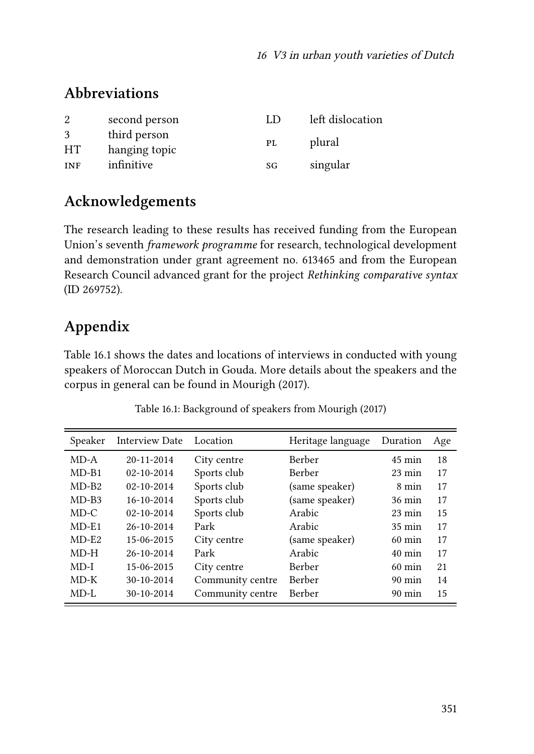## Abbreviations

| | | | |
|---|---|---|---|
| 2 | second person | LD | left dislocation |
| 3 | third person | PL | plural |
| HT | hanging topic | | |
| INF | infinitive | SG | singular |

## Acknowledgements

The research leading to these results has received funding from the European Union's seventh *framework programme* for research, technological development and demonstration under grant agreement no. 613465 and from the European Research Council advanced grant for the project *Rethinking comparative syntax* (ID 269752).

## Appendix

Table 16.1 shows the dates and locations of interviews in conducted with young speakers of Moroccan Dutch in Gouda. More details about the speakers and the corpus in general can be found in Mourigh (2017).

Table 16.1: Background of speakers from Mourigh (2017)

| Speaker | Interview Date | Location | Heritage language | Duration | Age |
|---|---|---|---|---|---|
| MD-A | 20-11-2014 | City centre | Berber | 45 min | 18 |
| MD-B1 | 02-10-2014 | Sports club | Berber | 23 min | 17 |
| MD-B2 | 02-10-2014 | Sports club | (same speaker) | 8 min | 17 |
| MD-B3 | 16-10-2014 | Sports club | (same speaker) | 36 min | 17 |
| MD-C | 02-10-2014 | Sports club | Arabic | 23 min | 15 |
| MD-E1 | 26-10-2014 | Park | Arabic | 35 min | 17 |
| MD-E2 | 15-06-2015 | City centre | (same speaker) | 60 min | 17 |
| MD-H | 26-10-2014 | Park | Arabic | 40 min | 17 |
| MD-I | 15-06-2015 | City centre | Berber | 60 min | 21 |
| MD-K | 30-10-2014 | Community centre | Berber | 90 min | 14 |
| MD-L | 30-10-2014 | Community centre | Berber | 90 min | 15 |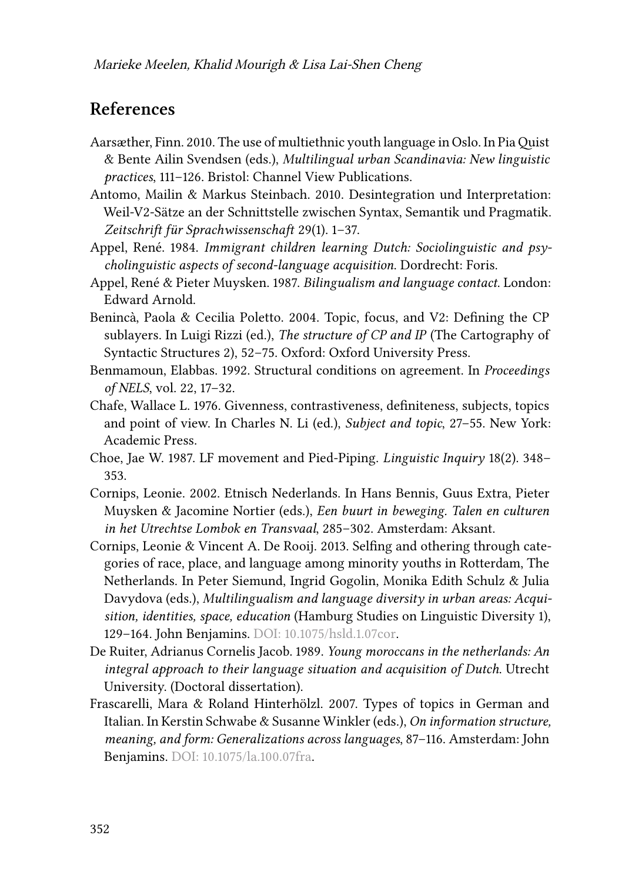## References

Aarsæther, Finn. 2010. The use of multiethnic youth language in Oslo. In Pia Quist & Bente Ailin Svendsen (eds.), *Multilingual urban Scandinavia: New linguistic practices*, 111–126. Bristol: Channel View Publications.

Antomo, Mailin & Markus Steinbach. 2010. Desintegration und Interpretation: Weil-V2-Sätze an der Schnittstelle zwischen Syntax, Semantik und Pragmatik. *Zeitschrift für Sprachwissenschaft* 29(1). 1–37.

Appel, René. 1984. *Immigrant children learning Dutch: Sociolinguistic and psycholinguistic aspects of second-language acquisition*. Dordrecht: Foris.

Appel, René & Pieter Muysken. 1987. *Bilingualism and language contact*. London: Edward Arnold.

Benincà, Paola & Cecilia Poletto. 2004. Topic, focus, and V2: Defining the CP sublayers. In Luigi Rizzi (ed.), *The structure of CP and IP* (The Cartography of Syntactic Structures 2), 52–75. Oxford: Oxford University Press.

Benmamoun, Elabbas. 1992. Structural conditions on agreement. In *Proceedings of NELS*, vol. 22, 17–32.

Chafe, Wallace L. 1976. Givenness, contrastiveness, definiteness, subjects, topics and point of view. In Charles N. Li (ed.), *Subject and topic*, 27–55. New York: Academic Press.

Choe, Jae W. 1987. LF movement and Pied-Piping. *Linguistic Inquiry* 18(2). 348–353.

Cornips, Leonie. 2002. Etnisch Nederlands. In Hans Bennis, Guus Extra, Pieter Muysken & Jacomine Nortier (eds.), *Een buurt in beweging. Talen en culturen in het Utrechtse Lombok en Transvaal*, 285–302. Amsterdam: Aksant.

Cornips, Leonie & Vincent A. De Rooij. 2013. Selfing and othering through categories of race, place, and language among minority youths in Rotterdam, The Netherlands. In Peter Siemund, Ingrid Gogolin, Monika Edith Schulz & Julia Davydova (eds.), *Multilingualism and language diversity in urban areas: Acquisition, identities, space, education* (Hamburg Studies on Linguistic Diversity 1), 129–164. John Benjamins. DOI: 10.1075/hsld.1.07cor.

De Ruiter, Adrianus Cornelis Jacob. 1989. *Young moroccans in the netherlands: An integral approach to their language situation and acquisition of Dutch*. Utrecht University. (Doctoral dissertation).

Frascarelli, Mara & Roland Hinterhölzl. 2007. Types of topics in German and Italian. In Kerstin Schwabe & Susanne Winkler (eds.), *On information structure, meaning, and form: Generalizations across languages*, 87–116. Amsterdam: John Benjamins. DOI: 10.1075/la.100.07fra.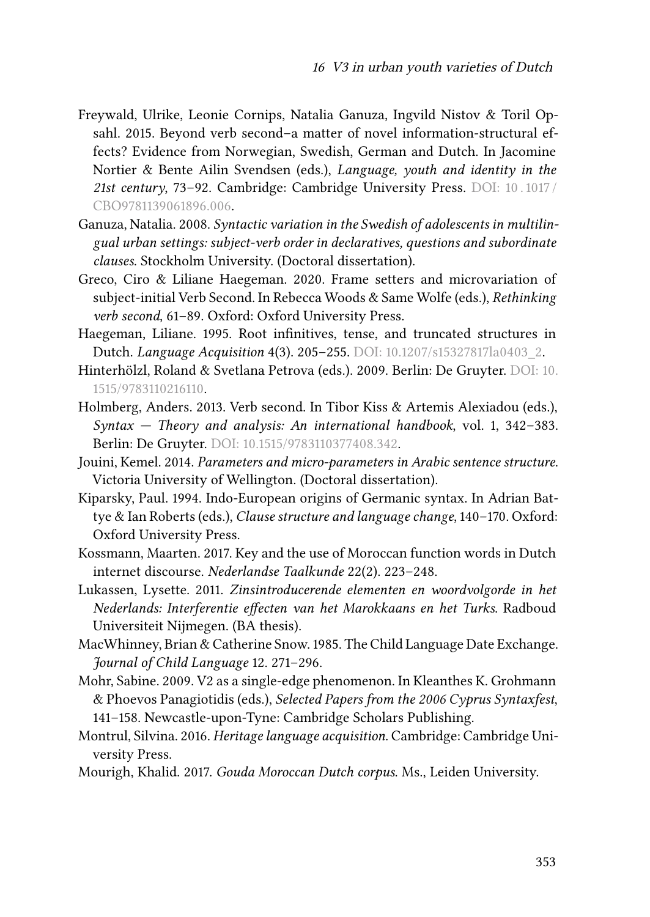Freywald, Ulrike, Leonie Cornips, Natalia Ganuza, Ingvild Nistov & Toril Opsahl. 2015. Beyond verb second–a matter of novel information-structural effects? Evidence from Norwegian, Swedish, German and Dutch. In Jacomine Nortier & Bente Ailin Svendsen (eds.), *Language, youth and identity in the 21st century*, 73–92. Cambridge: Cambridge University Press. DOI: 10.1017/CBO9781139061896.006.

Ganuza, Natalia. 2008. *Syntactic variation in the Swedish of adolescents in multilingual urban settings: subject-verb order in declaratives, questions and subordinate clauses*. Stockholm University. (Doctoral dissertation).

Greco, Ciro & Liliane Haegeman. 2020. Frame setters and microvariation of subject-initial Verb Second. In Rebecca Woods & Same Wolfe (eds.), *Rethinking verb second*, 61–89. Oxford: Oxford University Press.

Haegeman, Liliane. 1995. Root infinitives, tense, and truncated structures in Dutch. *Language Acquisition* 4(3). 205–255. DOI: 10.1207/s15327817la0403_2.

Hinterhölzl, Roland & Svetlana Petrova (eds.). 2009. Berlin: De Gruyter. DOI: 10.1515/9783110216110.

Holmberg, Anders. 2013. Verb second. In Tibor Kiss & Artemis Alexiadou (eds.), *Syntax — Theory and analysis: An international handbook*, vol. 1, 342–383. Berlin: De Gruyter. DOI: 10.1515/9783110377408.342.

Jouini, Kemel. 2014. *Parameters and micro-parameters in Arabic sentence structure*. Victoria University of Wellington. (Doctoral dissertation).

Kiparsky, Paul. 1994. Indo-European origins of Germanic syntax. In Adrian Battye & Ian Roberts (eds.), *Clause structure and language change*, 140–170. Oxford: Oxford University Press.

Kossmann, Maarten. 2017. Key and the use of Moroccan function words in Dutch internet discourse. *Nederlandse Taalkunde* 22(2). 223–248.

Lukassen, Lysette. 2011. *Zinsintroducerende elementen en woordvolgorde in het Nederlands: Interferentie effecten van het Marokkaans en het Turks*. Radboud Universiteit Nijmegen. (BA thesis).

MacWhinney, Brian & Catherine Snow. 1985. The Child Language Date Exchange. *Journal of Child Language* 12. 271–296.

Mohr, Sabine. 2009. V2 as a single-edge phenomenon. In Kleanthes K. Grohmann & Phoevos Panagiotidis (eds.), *Selected Papers from the 2006 Cyprus Syntaxfest*, 141–158. Newcastle-upon-Tyne: Cambridge Scholars Publishing.

Montrul, Silvina. 2016. *Heritage language acquisition*. Cambridge: Cambridge University Press.

Mourigh, Khalid. 2017. *Gouda Moroccan Dutch corpus*. Ms., Leiden University.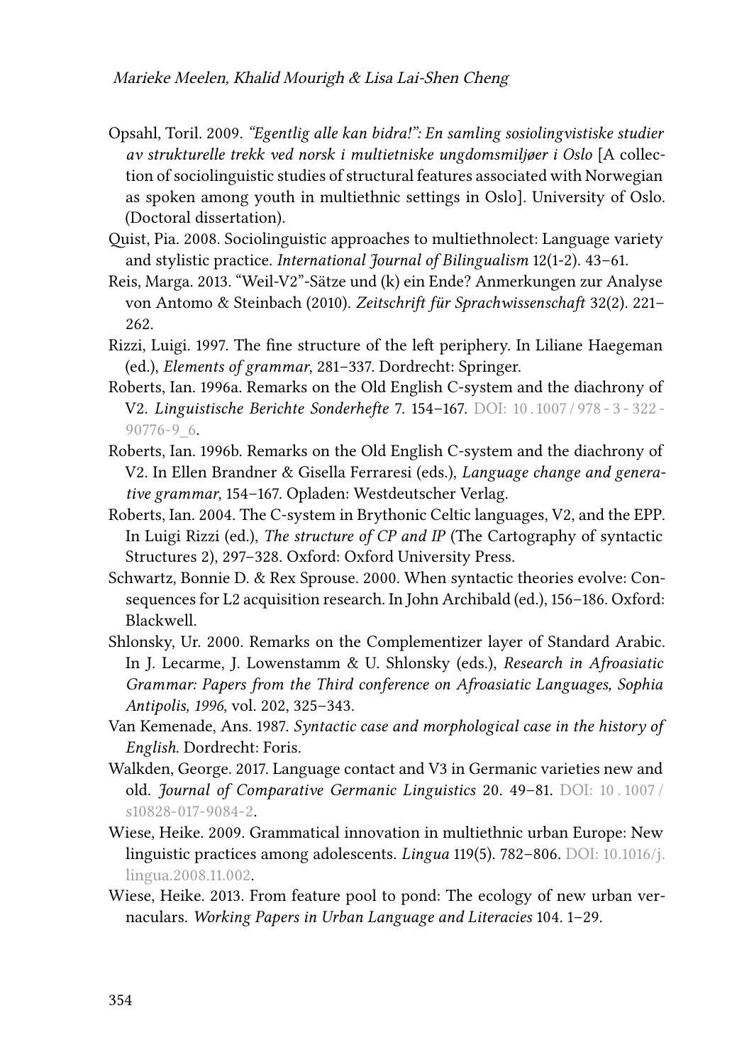Opsahl, Toril. 2009. *"Egentlig alle kan bidra!": En samling sosiolingvistiske studier av strukturelle trekk ved norsk i multietniske ungdomsmiljøer i Oslo* [A collection of sociolinguistic studies of structural features associated with Norwegian as spoken among youth in multiethnic settings in Oslo]. University of Oslo. (Doctoral dissertation).

Quist, Pia. 2008. Sociolinguistic approaches to multiethnolect: Language variety and stylistic practice. *International Journal of Bilingualism* 12(1-2). 43–61.

Reis, Marga. 2013. "Weil-V2"-Sätze und (k) ein Ende? Anmerkungen zur Analyse von Antomo & Steinbach (2010). *Zeitschrift für Sprachwissenschaft* 32(2). 221–262.

Rizzi, Luigi. 1997. The fine structure of the left periphery. In Liliane Haegeman (ed.), *Elements of grammar*, 281–337. Dordrecht: Springer.

Roberts, Ian. 1996a. Remarks on the Old English C-system and the diachrony of V2. *Linguistische Berichte Sonderhefte* 7. 154–167. DOI: 10.1007/978-3-322-90776-9_6.

Roberts, Ian. 1996b. Remarks on the Old English C-system and the diachrony of V2. In Ellen Brandner & Gisella Ferraresi (eds.), *Language change and generative grammar*, 154–167. Opladen: Westdeutscher Verlag.

Roberts, Ian. 2004. The C-system in Brythonic Celtic languages, V2, and the EPP. In Luigi Rizzi (ed.), *The structure of CP and IP* (The Cartography of syntactic Structures 2), 297–328. Oxford: Oxford University Press.

Schwartz, Bonnie D. & Rex Sprouse. 2000. When syntactic theories evolve: Consequences for L2 acquisition research. In John Archibald (ed.), 156–186. Oxford: Blackwell.

Shlonsky, Ur. 2000. Remarks on the Complementizer layer of Standard Arabic. In J. Lecarme, J. Lowenstamm & U. Shlonsky (eds.), *Research in Afroasiatic Grammar: Papers from the Third conference on Afroasiatic Languages, Sophia Antipolis, 1996*, vol. 202, 325–343.

Van Kemenade, Ans. 1987. *Syntactic case and morphological case in the history of English*. Dordrecht: Foris.

Walkden, George. 2017. Language contact and V3 in Germanic varieties new and old. *Journal of Comparative Germanic Linguistics* 20. 49–81. DOI: 10.1007/s10828-017-9084-2.

Wiese, Heike. 2009. Grammatical innovation in multiethnic urban Europe: New linguistic practices among adolescents. *Lingua* 119(5). 782–806. DOI: 10.1016/j.lingua.2008.11.002.

Wiese, Heike. 2013. From feature pool to pond: The ecology of new urban vernaculars. *Working Papers in Urban Language and Literacies* 104. 1–29.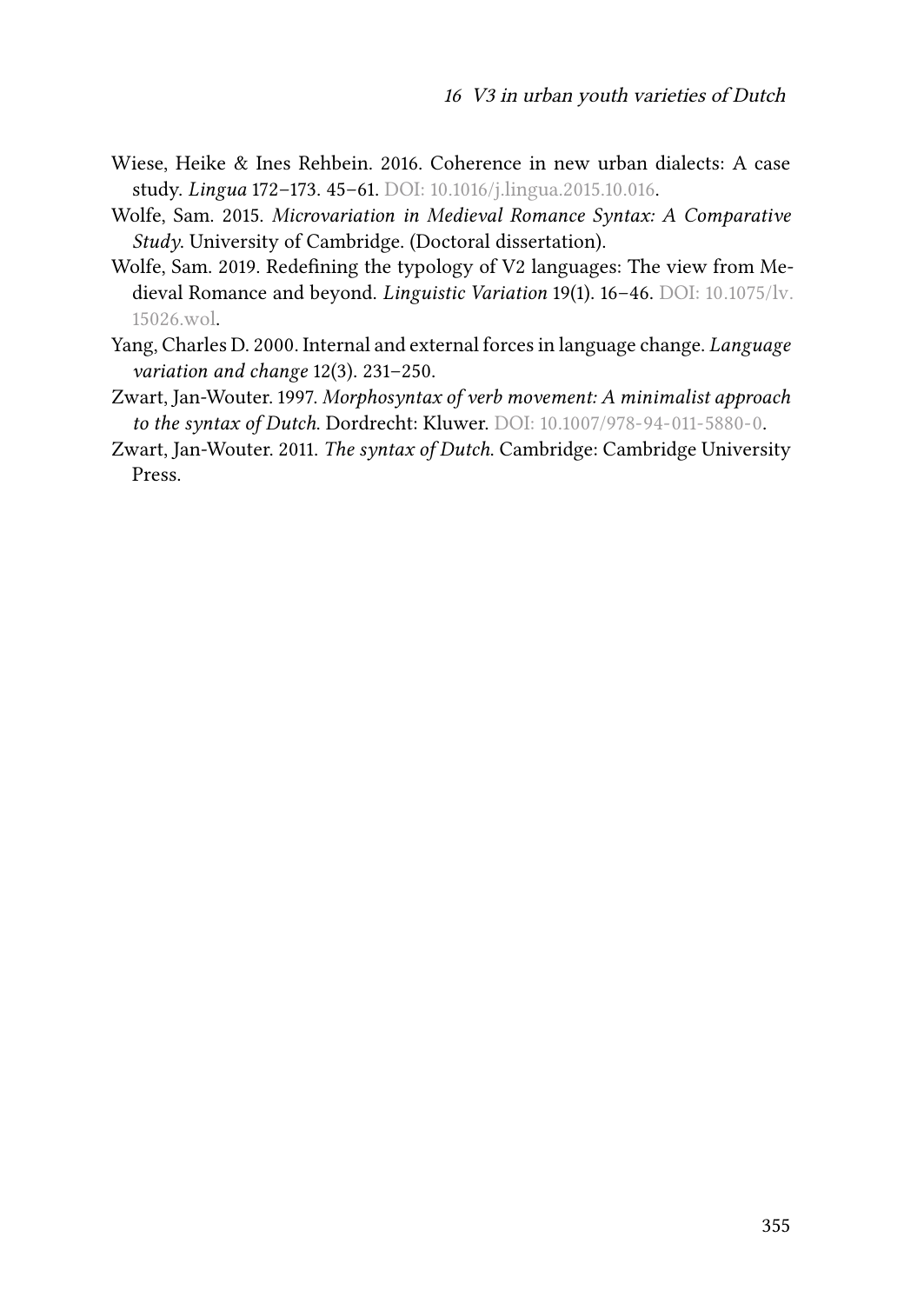Wiese, Heike & Ines Rehbein. 2016. Coherence in new urban dialects: A case study. *Lingua* 172–173. 45–61. DOI: 10.1016/j.lingua.2015.10.016.

Wolfe, Sam. 2015. *Microvariation in Medieval Romance Syntax: A Comparative Study*. University of Cambridge. (Doctoral dissertation).

Wolfe, Sam. 2019. Redefining the typology of V2 languages: The view from Medieval Romance and beyond. *Linguistic Variation* 19(1). 16–46. DOI: 10.1075/lv.15026.wol.

Yang, Charles D. 2000. Internal and external forces in language change. *Language variation and change* 12(3). 231–250.

Zwart, Jan-Wouter. 1997. *Morphosyntax of verb movement: A minimalist approach to the syntax of Dutch*. Dordrecht: Kluwer. DOI: 10.1007/978-94-011-5880-0.

Zwart, Jan-Wouter. 2011. *The syntax of Dutch*. Cambridge: Cambridge University Press.